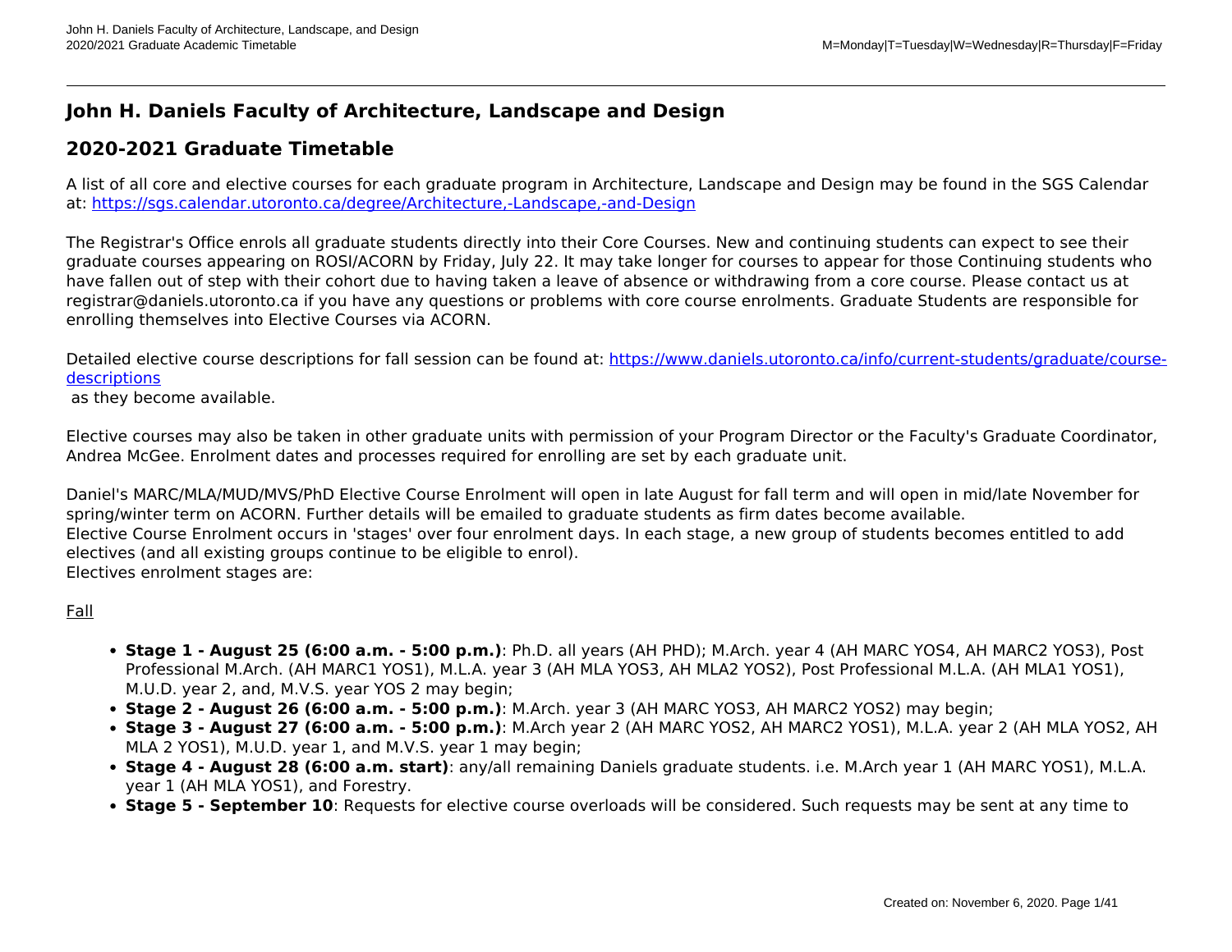## John H. Daniels Faculty of Architecture, Landscape and Design

## 2020-2021 Graduate Timetable

A list of all core and elective courses for each graduate program in Architecture, Landscape and Design may be found in the SGS Calendar at: [https://sgs.calendar.utoronto.ca/degree/Architecture,-Landscape,-and-Design](https://sgs.calendar.utoronto.ca/degree/Architecture,-Landscape,-and-Design)

The Registrar's Office enrols all graduate students directly into their Core Courses. New and continuing students can expect to see their graduate courses appearing on ROSI/ACORN by Friday, July 22. It may take longer for courses to appear for those Continuing students who have fallen out of step with their cohort due to having taken a leave of absence or withdrawing from a core course. Please contact us at registrar@daniels.utoronto.ca if you have any questions or problems with core course enrolments. Graduate Students are responsible for enrolling themselves into Elective Courses via ACORN.

Detailed elective course descriptions for fall session can be found at: [https://www.daniels.utoronto.ca/info/current-students/graduate/course-descriptions](https://www.daniels.utoronto.ca/info/current-students/graduate/course-descriptions)
as they become available.

Elective courses may also be taken in other graduate units with permission of your Program Director or the Faculty's Graduate Coordinator, Andrea McGee. Enrolment dates and processes required for enrolling are set by each graduate unit.

Daniel's MARC/MLA/MUD/MVS/PhD Elective Course Enrolment will open in late August for fall term and will open in mid/late November for spring/winter term on ACORN. Further details will be emailed to graduate students as firm dates become available.
Elective Course Enrolment occurs in 'stages' over four enrolment days. In each stage, a new group of students becomes entitled to add electives (and all existing groups continue to be eligible to enrol).
Electives enrolment stages are:

Fall

- **Stage 1 - August 25 (6:00 a.m. - 5:00 p.m.)**: Ph.D. all years (AH PHD); M.Arch. year 4 (AH MARC YOS4, AH MARC2 YOS3), Post Professional M.Arch. (AH MARC1 YOS1), M.L.A. year 3 (AH MLA YOS3, AH MLA2 YOS2), Post Professional M.L.A. (AH MLA1 YOS1), M.U.D. year 2, and, M.V.S. year YOS 2 may begin;
- **Stage 2 - August 26 (6:00 a.m. - 5:00 p.m.)**: M.Arch. year 3 (AH MARC YOS3, AH MARC2 YOS2) may begin;
- **Stage 3 - August 27 (6:00 a.m. - 5:00 p.m.)**: M.Arch year 2 (AH MARC YOS2, AH MARC2 YOS1), M.L.A. year 2 (AH MLA YOS2, AH MLA 2 YOS1), M.U.D. year 1, and M.V.S. year 1 may begin;
- **Stage 4 - August 28 (6:00 a.m. start)**: any/all remaining Daniels graduate students. i.e. M.Arch year 1 (AH MARC YOS1), M.L.A. year 1 (AH MLA YOS1), and Forestry.
- **Stage 5 - September 10**: Requests for elective course overloads will be considered. Such requests may be sent at any time to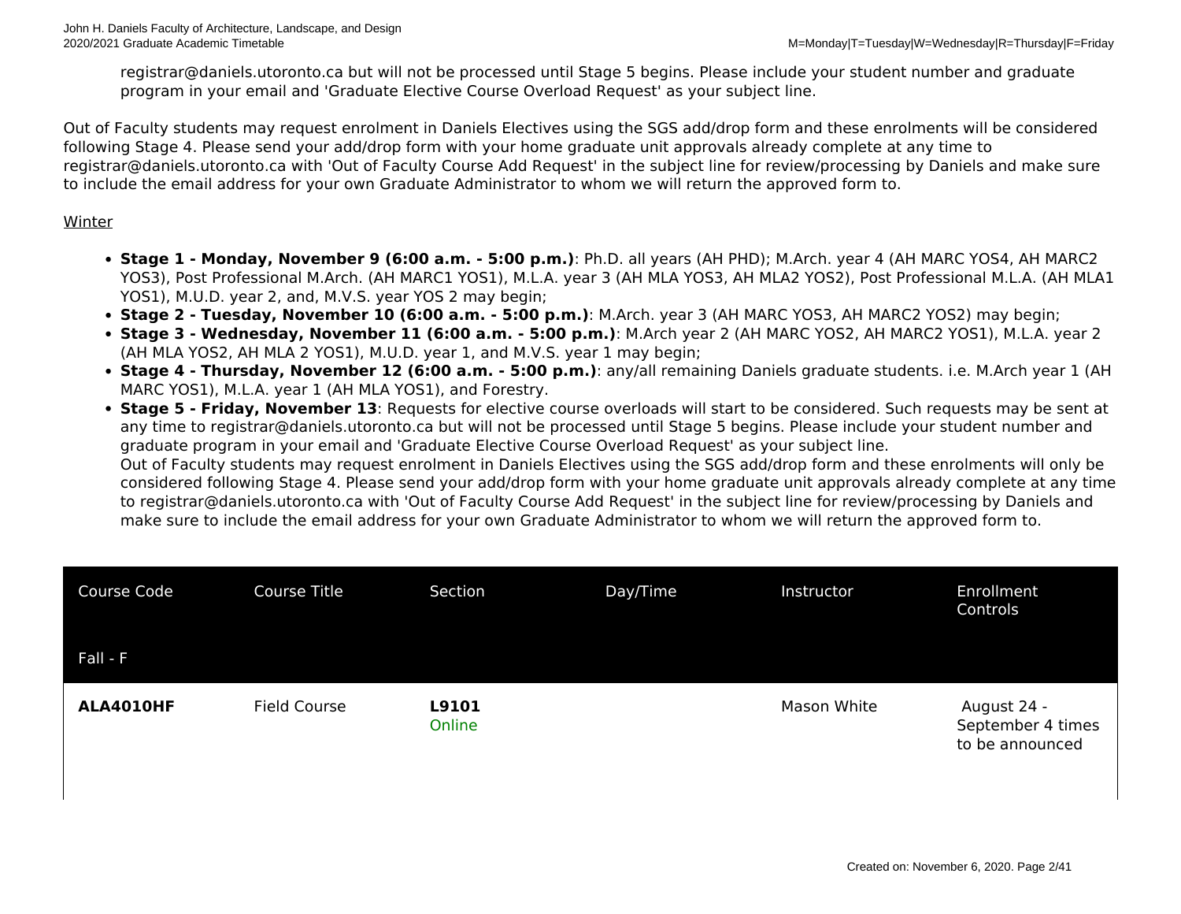registrar@daniels.utoronto.ca but will not be processed until Stage 5 begins. Please include your student number and graduate program in your email and 'Graduate Elective Course Overload Request' as your subject line.

Out of Faculty students may request enrolment in Daniels Electives using the SGS add/drop form and these enrolments will be considered following Stage 4. Please send your add/drop form with your home graduate unit approvals already complete at any time to registrar@daniels.utoronto.ca with 'Out of Faculty Course Add Request' in the subject line for review/processing by Daniels and make sure to include the email address for your own Graduate Administrator to whom we will return the approved form to.

Winter

- **Stage 1 - Monday, November 9 (6:00 a.m. - 5:00 p.m.)**: Ph.D. all years (AH PHD); M.Arch. year 4 (AH MARC YOS4, AH MARC2 YOS3), Post Professional M.Arch. (AH MARC1 YOS1), M.L.A. year 3 (AH MLA YOS3, AH MLA2 YOS2), Post Professional M.L.A. (AH MLA1 YOS1), M.U.D. year 2, and, M.V.S. year YOS 2 may begin;
- **Stage 2 - Tuesday, November 10 (6:00 a.m. - 5:00 p.m.)**: M.Arch. year 3 (AH MARC YOS3, AH MARC2 YOS2) may begin;
- **Stage 3 - Wednesday, November 11 (6:00 a.m. - 5:00 p.m.)**: M.Arch year 2 (AH MARC YOS2, AH MARC2 YOS1), M.L.A. year 2 (AH MLA YOS2, AH MLA 2 YOS1), M.U.D. year 1, and M.V.S. year 1 may begin;
- **Stage 4 - Thursday, November 12 (6:00 a.m. - 5:00 p.m.)**: any/all remaining Daniels graduate students. i.e. M.Arch year 1 (AH MARC YOS1), M.L.A. year 1 (AH MLA YOS1), and Forestry.
- **Stage 5 - Friday, November 13**: Requests for elective course overloads will start to be considered. Such requests may be sent at any time to registrar@daniels.utoronto.ca but will not be processed until Stage 5 begins. Please include your student number and graduate program in your email and 'Graduate Elective Course Overload Request' as your subject line.
  Out of Faculty students may request enrolment in Daniels Electives using the SGS add/drop form and these enrolments will only be considered following Stage 4. Please send your add/drop form with your home graduate unit approvals already complete at any time to registrar@daniels.utoronto.ca with 'Out of Faculty Course Add Request' in the subject line for review/processing by Daniels and make sure to include the email address for your own Graduate Administrator to whom we will return the approved form to.

| Course Code | Course Title | Section | Day/Time | Instructor | Enrollment Controls |
|---|---|---|---|---|---|
| Fall - F | | | | | |
| **ALA4010HF** | Field Course | **L9101** Online | | Mason White | August 24 - September 4 times to be announced |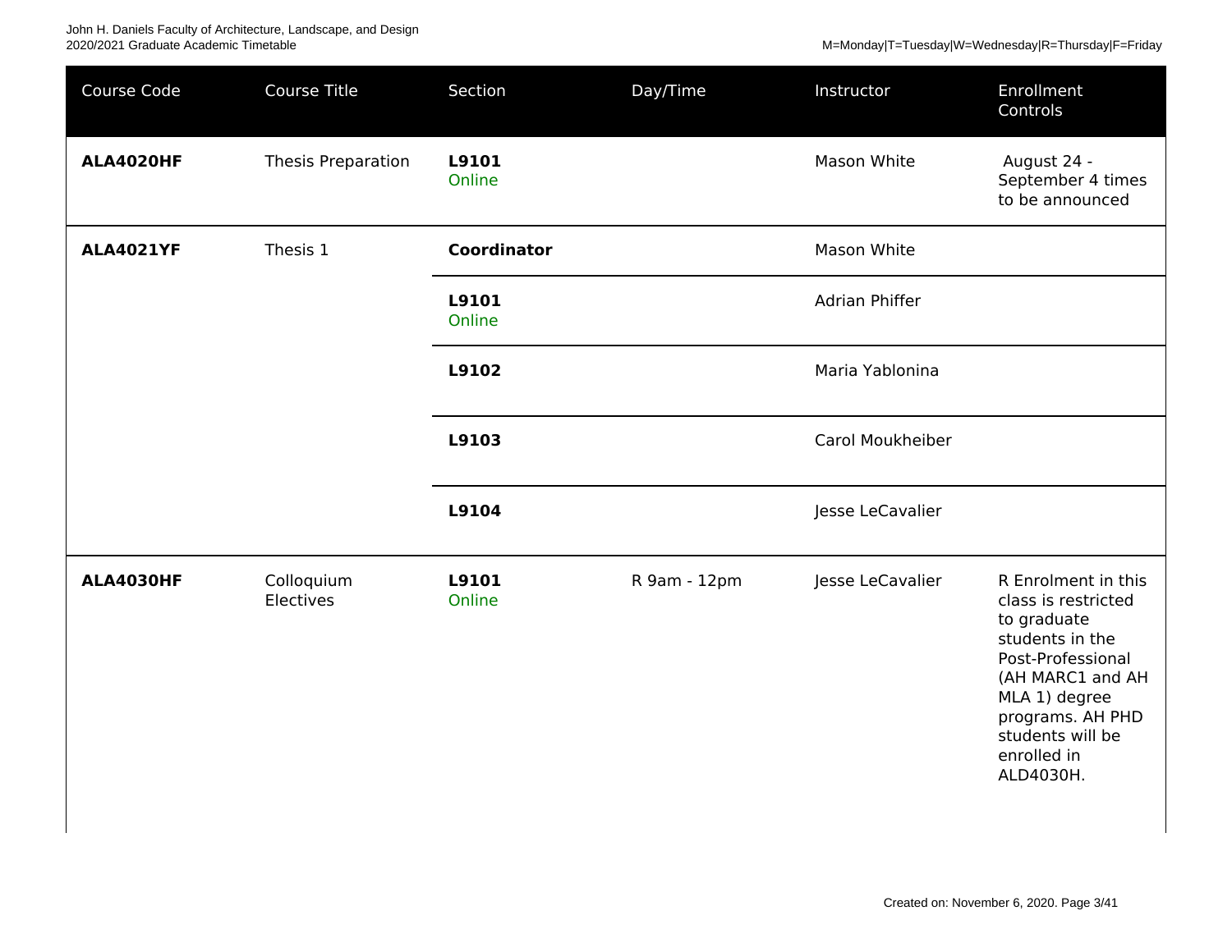| Course Code | Course Title | Section | Day/Time | Instructor | Enrollment Controls |
|---|---|---|---|---|---|
| **ALA4020HF** | Thesis Preparation | **L9101** Online | | Mason White | August 24 - September 4 times to be announced |
| **ALA4021YF** | Thesis 1 | **Coordinator** | | Mason White | |
| | | **L9101** Online | | Adrian Phiffer | |
| | | **L9102** | | Maria Yablonina | |
| | | **L9103** | | Carol Moukheiber | |
| | | **L9104** | | Jesse LeCavalier | |
| **ALA4030HF** | Colloquium Electives | **L9101** Online | R 9am - 12pm | Jesse LeCavalier | R Enrolment in this class is restricted to graduate students in the Post-Professional (AH MARC1 and AH MLA 1) degree programs. AH PHD students will be enrolled in ALD4030H. |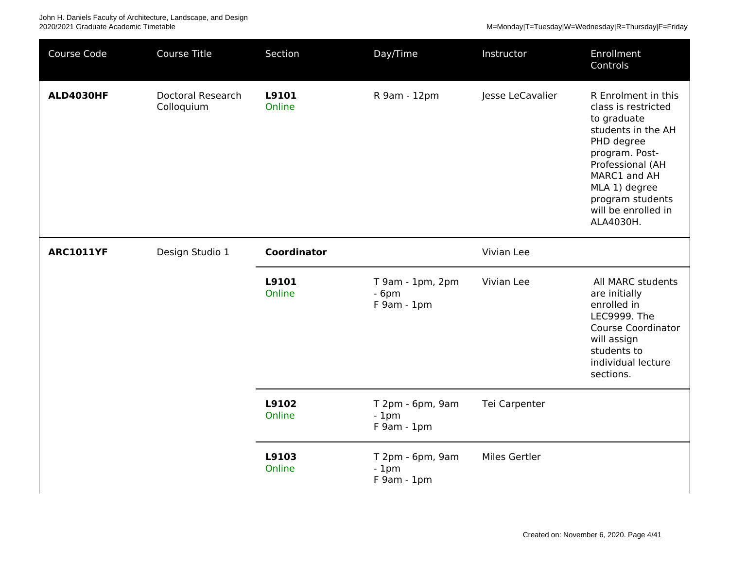| Course Code | Course Title | Section | Day/Time | Instructor | Enrollment Controls |
|---|---|---|---|---|---|
| **ALD4030HF** | Doctoral Research Colloquium | **L9101** Online | R 9am - 12pm | Jesse LeCavalier | R Enrolment in this class is restricted to graduate students in the AH PHD degree program. Post-Professional (AH MARC1 and AH MLA 1) degree program students will be enrolled in ALA4030H. |
| **ARC1011YF** | Design Studio 1 | **Coordinator** | | Vivian Lee | |
| | | **L9101** Online | T 9am - 1pm, 2pm - 6pm F 9am - 1pm | Vivian Lee | All MARC students are initially enrolled in LEC9999. The Course Coordinator will assign students to individual lecture sections. |
| | | **L9102** Online | T 2pm - 6pm, 9am - 1pm F 9am - 1pm | Tei Carpenter | |
| | | **L9103** Online | T 2pm - 6pm, 9am - 1pm F 9am - 1pm | Miles Gertler | |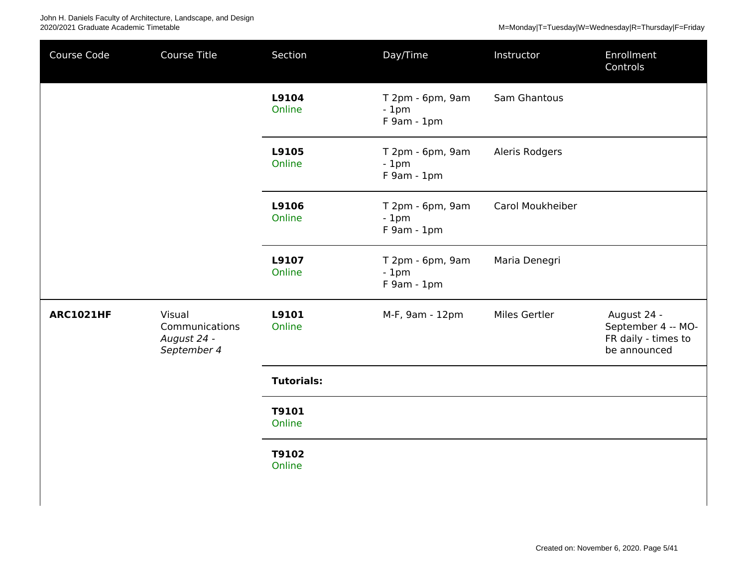| Course Code | Course Title | Section | Day/Time | Instructor | Enrollment Controls |
|---|---|---|---|---|---|
| | | **L9104** Online | T 2pm - 6pm, 9am - 1pm F 9am - 1pm | Sam Ghantous | |
| | | **L9105** Online | T 2pm - 6pm, 9am - 1pm F 9am - 1pm | Aleris Rodgers | |
| | | **L9106** Online | T 2pm - 6pm, 9am - 1pm F 9am - 1pm | Carol Moukheiber | |
| | | **L9107** Online | T 2pm - 6pm, 9am - 1pm F 9am - 1pm | Maria Denegri | |
| **ARC1021HF** | Visual Communications *August 24 - September 4* | **L9101** Online | M-F, 9am - 12pm | Miles Gertler | August 24 - September 4 -- MO-FR daily - times to be announced |
| | | **Tutorials:** | | | |
| | | **T9101** Online | | | |
| | | **T9102** Online | | | |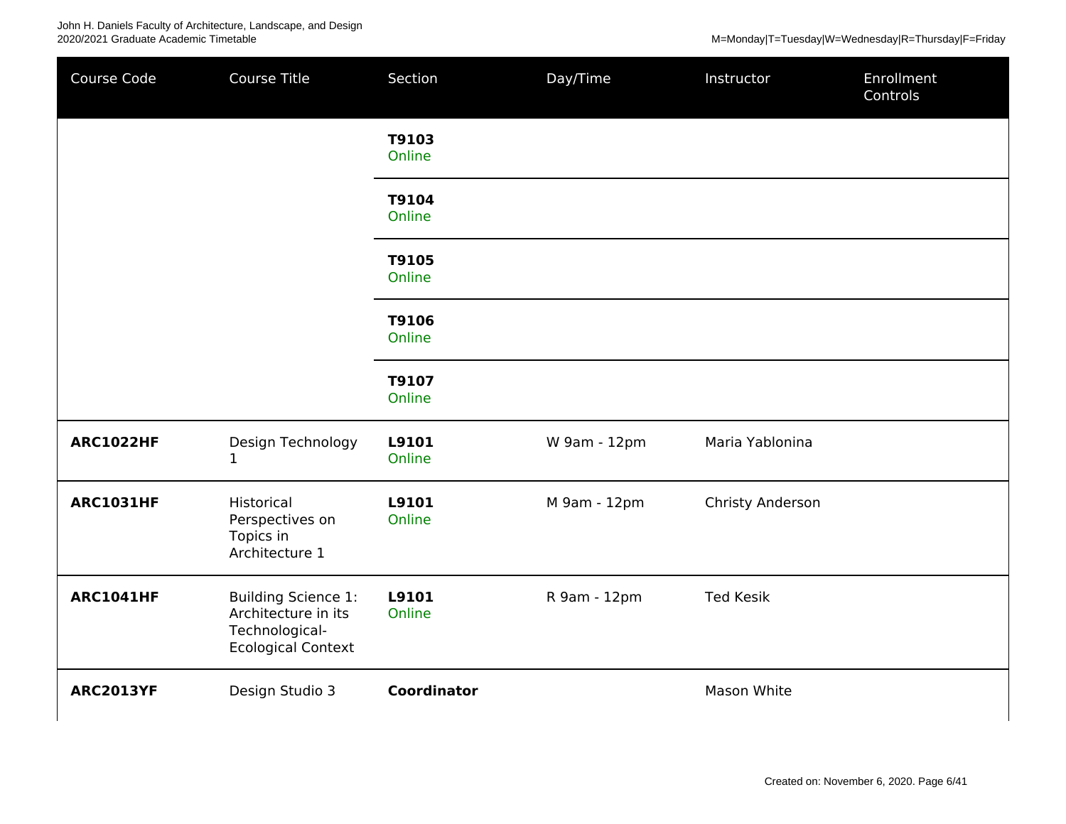| Course Code | Course Title | Section | Day/Time | Instructor | Enrollment Controls |
|---|---|---|---|---|---|
| | | **T9103** Online | | | |
| | | **T9104** Online | | | |
| | | **T9105** Online | | | |
| | | **T9106** Online | | | |
| | | **T9107** Online | | | |
| **ARC1022HF** | Design Technology 1 | **L9101** Online | W 9am - 12pm | Maria Yablonina | |
| **ARC1031HF** | Historical Perspectives on Topics in Architecture 1 | **L9101** Online | M 9am - 12pm | Christy Anderson | |
| **ARC1041HF** | Building Science 1: Architecture in its Technological-Ecological Context | **L9101** Online | R 9am - 12pm | Ted Kesik | |
| **ARC2013YF** | Design Studio 3 | **Coordinator** | | Mason White | |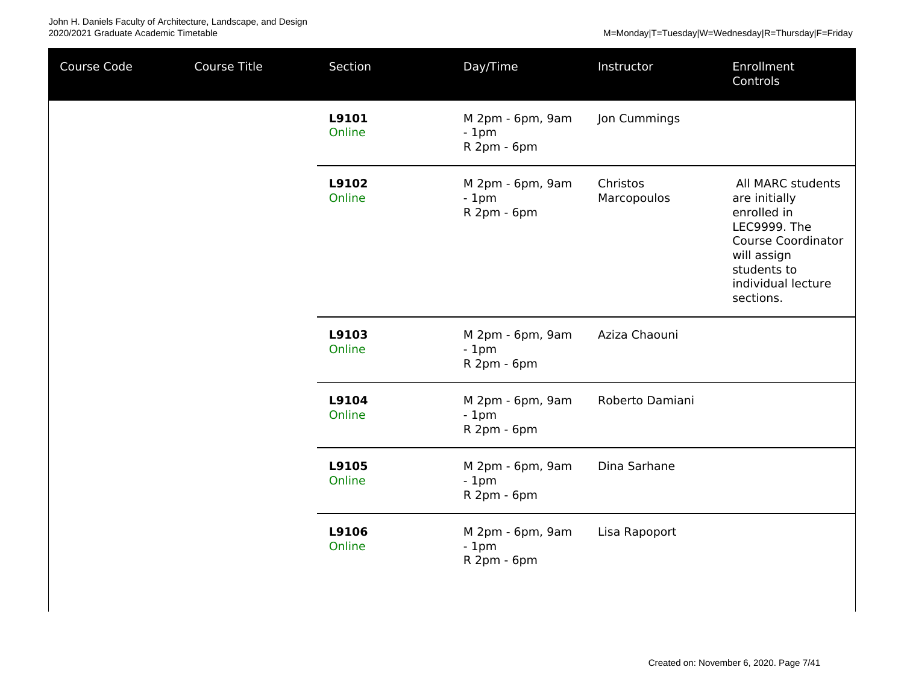| Course Code | Course Title | Section | Day/Time | Instructor | Enrollment Controls |
|---|---|---|---|---|---|
| | | **L9101** Online | M 2pm - 6pm, 9am - 1pm<br>R 2pm - 6pm | Jon Cummings | |
| | | **L9102** Online | M 2pm - 6pm, 9am - 1pm<br>R 2pm - 6pm | Christos Marcopoulos | All MARC students are initially enrolled in LEC9999. The Course Coordinator will assign students to individual lecture sections. |
| | | **L9103** Online | M 2pm - 6pm, 9am - 1pm<br>R 2pm - 6pm | Aziza Chaouni | |
| | | **L9104** Online | M 2pm - 6pm, 9am - 1pm<br>R 2pm - 6pm | Roberto Damiani | |
| | | **L9105** Online | M 2pm - 6pm, 9am - 1pm<br>R 2pm - 6pm | Dina Sarhane | |
| | | **L9106** Online | M 2pm - 6pm, 9am - 1pm<br>R 2pm - 6pm | Lisa Rapoport | |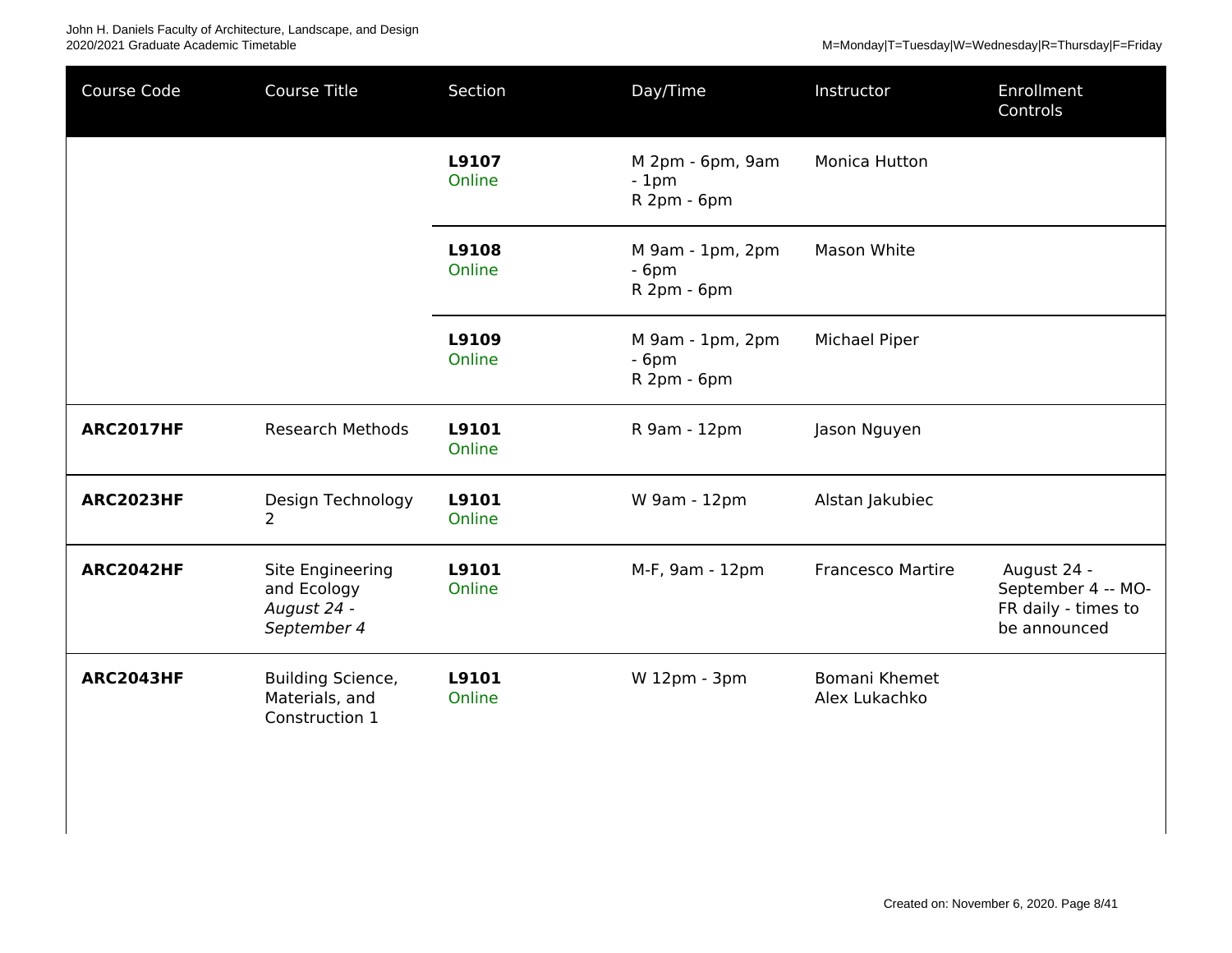| Course Code | Course Title | Section | Day/Time | Instructor | Enrollment Controls |
|---|---|---|---|---|---|
| | | **L9107** Online | M 2pm - 6pm, 9am - 1pm<br>R 2pm - 6pm | Monica Hutton | |
| | | **L9108** Online | M 9am - 1pm, 2pm - 6pm<br>R 2pm - 6pm | Mason White | |
| | | **L9109** Online | M 9am - 1pm, 2pm - 6pm<br>R 2pm - 6pm | Michael Piper | |
| **ARC2017HF** | Research Methods | **L9101** Online | R 9am - 12pm | Jason Nguyen | |
| **ARC2023HF** | Design Technology 2 | **L9101** Online | W 9am - 12pm | Alstan Jakubiec | |
| **ARC2042HF** | Site Engineering and Ecology *August 24 - September 4* | **L9101** Online | M-F, 9am - 12pm | Francesco Martire | August 24 - September 4 -- MO-FR daily - times to be announced |
| **ARC2043HF** | Building Science, Materials, and Construction 1 | **L9101** Online | W 12pm - 3pm | Bomani Khemet<br>Alex Lukachko | |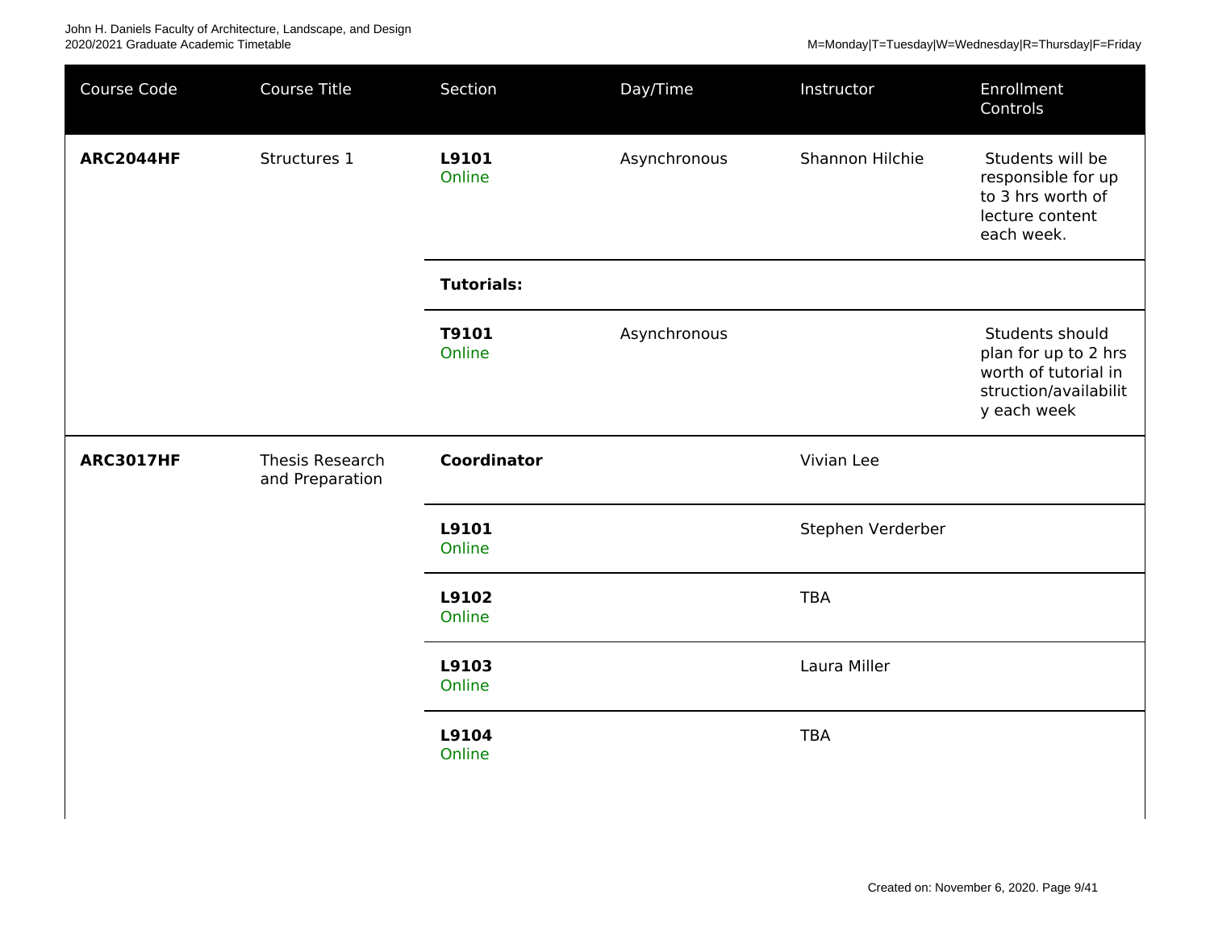| Course Code | Course Title | Section | Day/Time | Instructor | Enrollment Controls |
|---|---|---|---|---|---|
| **ARC2044HF** | Structures 1 | **L9101** Online | Asynchronous | Shannon Hilchie | Students will be responsible for up to 3 hrs worth of lecture content each week. |
| | | **Tutorials:** | | | |
| | | **T9101** Online | Asynchronous | | Students should plan for up to 2 hrs worth of tutorial instruction/availability each week |
| **ARC3017HF** | Thesis Research and Preparation | **Coordinator** | | Vivian Lee | |
| | | **L9101** Online | | Stephen Verderber | |
| | | **L9102** Online | | TBA | |
| | | **L9103** Online | | Laura Miller | |
| | | **L9104** Online | | TBA | |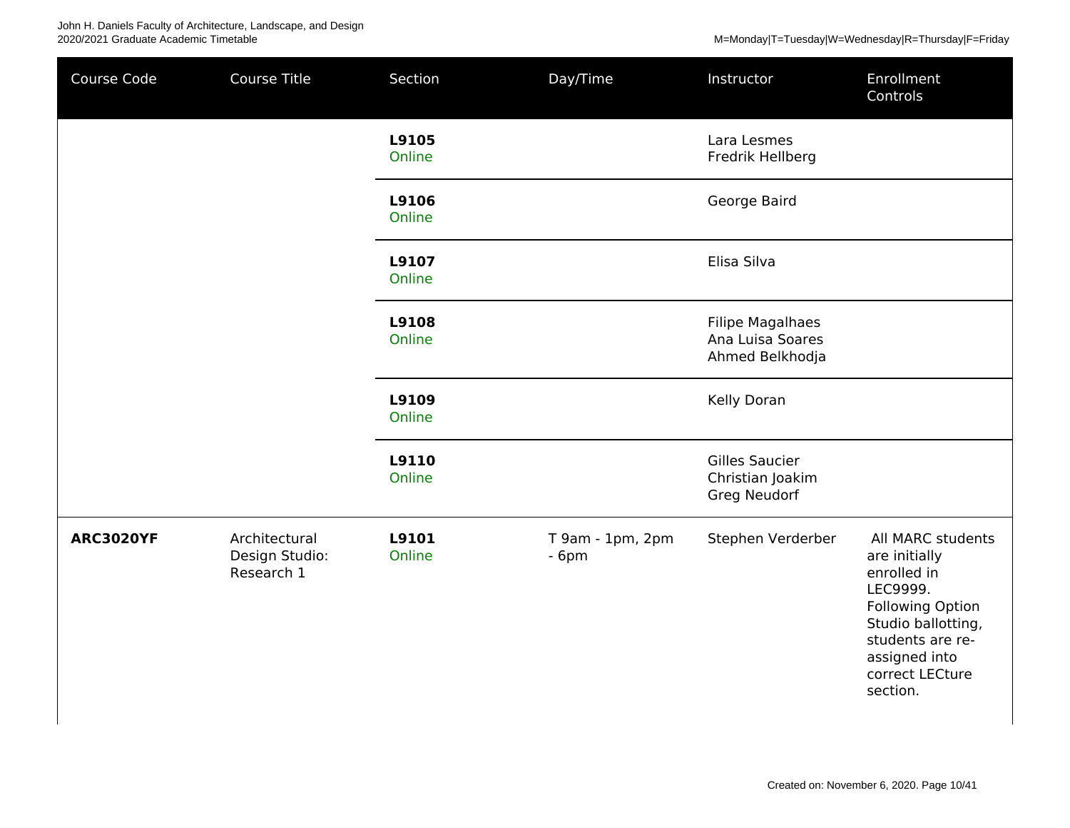| Course Code | Course Title | Section | Day/Time | Instructor | Enrollment Controls |
|---|---|---|---|---|---|
| | | **L9105** Online | | Lara Lesmes Fredrik Hellberg | |
| | | **L9106** Online | | George Baird | |
| | | **L9107** Online | | Elisa Silva | |
| | | **L9108** Online | | Filipe Magalhaes Ana Luisa Soares Ahmed Belkhodja | |
| | | **L9109** Online | | Kelly Doran | |
| | | **L9110** Online | | Gilles Saucier Christian Joakim Greg Neudorf | |
| **ARC3020YF** | Architectural Design Studio: Research 1 | **L9101** Online | T 9am - 1pm, 2pm - 6pm | Stephen Verderber | All MARC students are initially enrolled in LEC9999. Following Option Studio ballotting, students are re-assigned into correct LECture section. |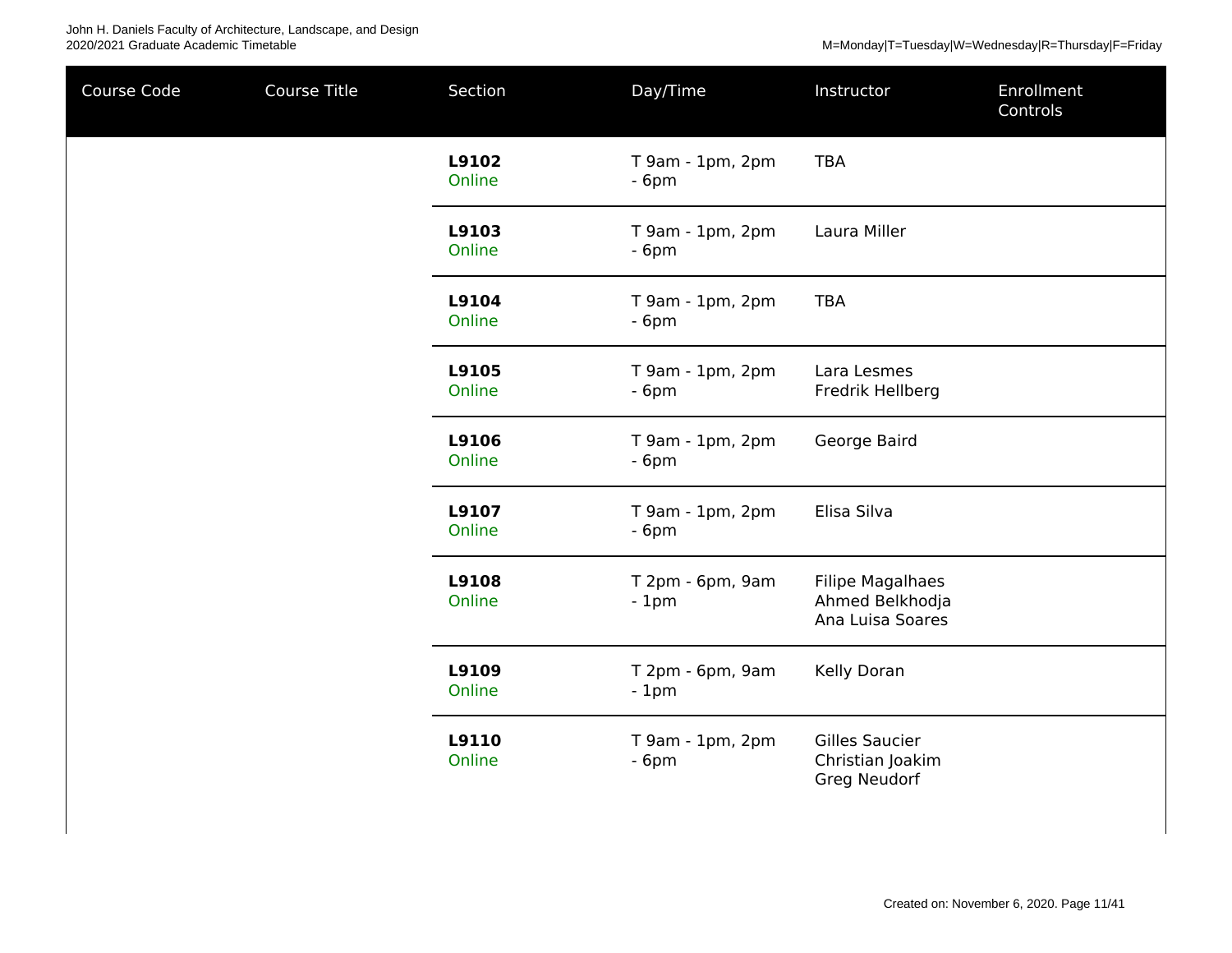| Course Code | Course Title | Section | Day/Time | Instructor | Enrollment Controls |
| --- | --- | --- | --- | --- | --- |
| | | **L9102** Online | T 9am - 1pm, 2pm - 6pm | TBA | |
| | | **L9103** Online | T 9am - 1pm, 2pm - 6pm | Laura Miller | |
| | | **L9104** Online | T 9am - 1pm, 2pm - 6pm | TBA | |
| | | **L9105** Online | T 9am - 1pm, 2pm - 6pm | Lara Lesmes Fredrik Hellberg | |
| | | **L9106** Online | T 9am - 1pm, 2pm - 6pm | George Baird | |
| | | **L9107** Online | T 9am - 1pm, 2pm - 6pm | Elisa Silva | |
| | | **L9108** Online | T 2pm - 6pm, 9am - 1pm | Filipe Magalhaes Ahmed Belkhodja Ana Luisa Soares | |
| | | **L9109** Online | T 2pm - 6pm, 9am - 1pm | Kelly Doran | |
| | | **L9110** Online | T 9am - 1pm, 2pm - 6pm | Gilles Saucier Christian Joakim Greg Neudorf | |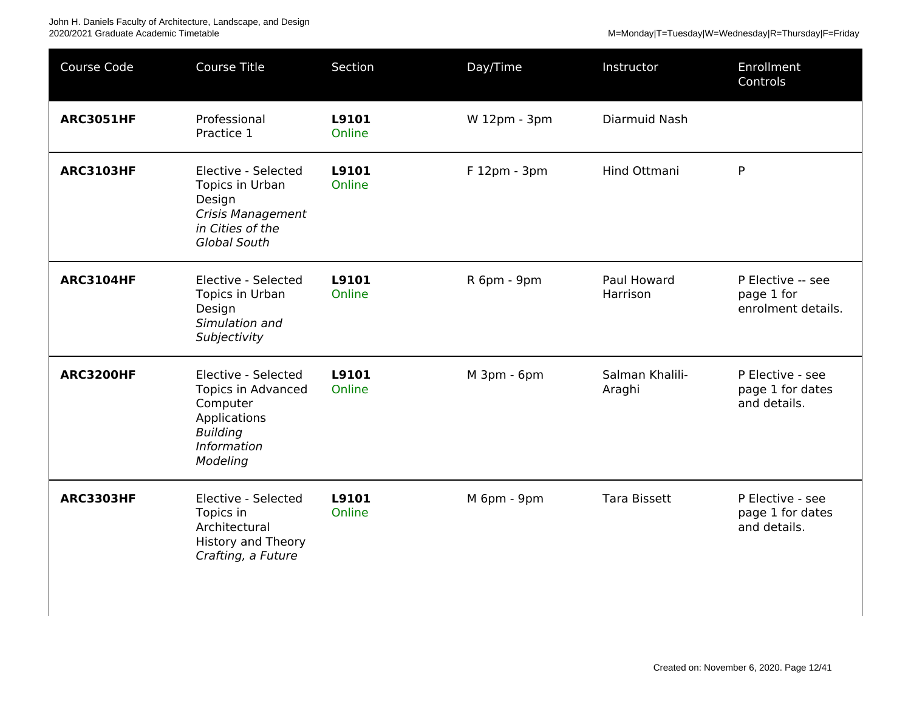| Course Code | Course Title | Section | Day/Time | Instructor | Enrollment Controls |
| --- | --- | --- | --- | --- | --- |
| **ARC3051HF** | Professional Practice 1 | **L9101** Online | W 12pm - 3pm | Diarmuid Nash | |
| **ARC3103HF** | Elective - Selected Topics in Urban Design *Crisis Management in Cities of the Global South* | **L9101** Online | F 12pm - 3pm | Hind Ottmani | P |
| **ARC3104HF** | Elective - Selected Topics in Urban Design *Simulation and Subjectivity* | **L9101** Online | R 6pm - 9pm | Paul Howard Harrison | P Elective -- see page 1 for enrolment details. |
| **ARC3200HF** | Elective - Selected Topics in Advanced Computer Applications *Building Information Modeling* | **L9101** Online | M 3pm - 6pm | Salman Khalili-Araghi | P Elective - see page 1 for dates and details. |
| **ARC3303HF** | Elective - Selected Topics in Architectural History and Theory *Crafting, a Future* | **L9101** Online | M 6pm - 9pm | Tara Bissett | P Elective - see page 1 for dates and details. |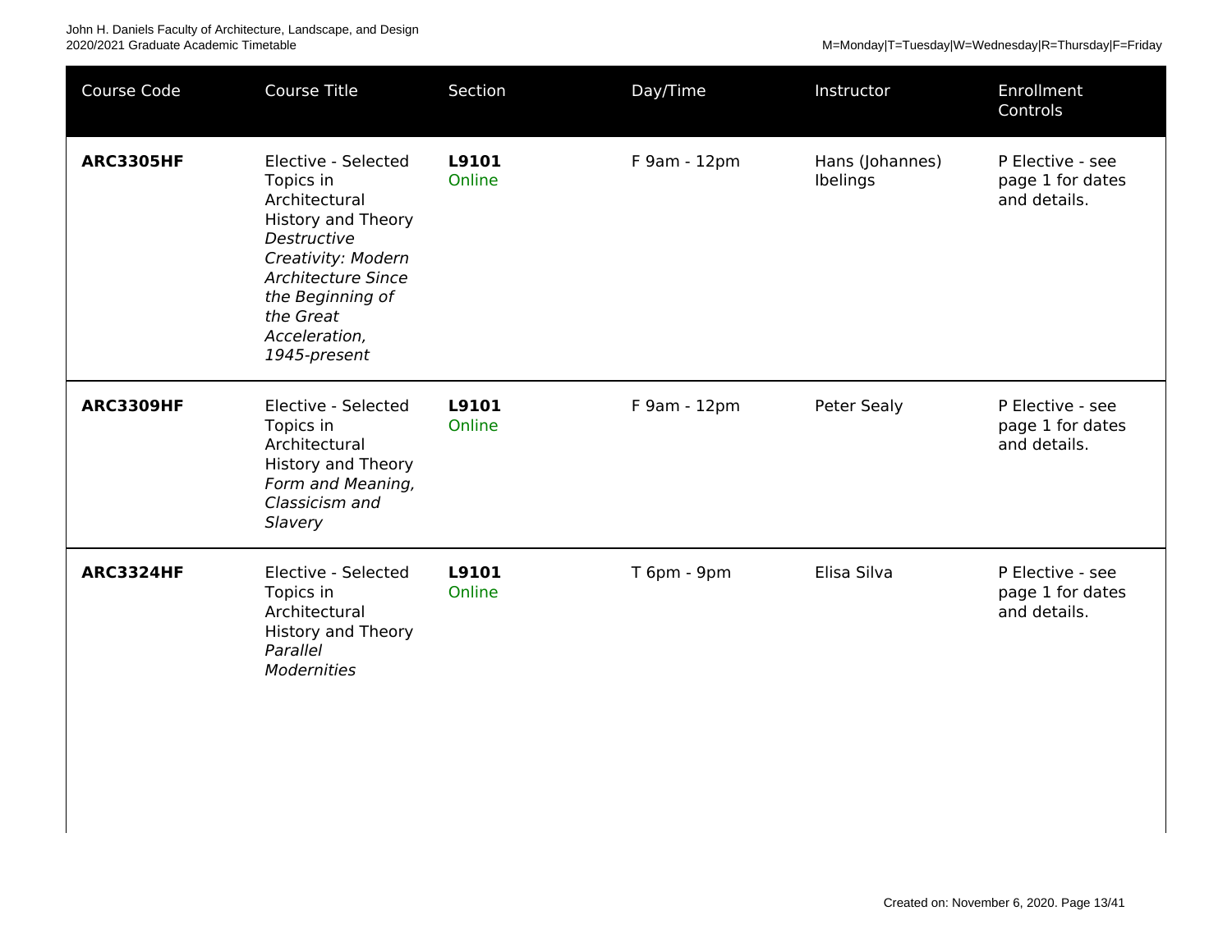| Course Code | Course Title | Section | Day/Time | Instructor | Enrollment Controls |
|---|---|---|---|---|---|
| **ARC3305HF** | Elective - Selected Topics in Architectural History and Theory *Destructive Creativity: Modern Architecture Since the Beginning of the Great Acceleration, 1945-present* | **L9101** Online | F 9am - 12pm | Hans (Johannes) Ibelings | P Elective - see page 1 for dates and details. |
| **ARC3309HF** | Elective - Selected Topics in Architectural History and Theory *Form and Meaning, Classicism and Slavery* | **L9101** Online | F 9am - 12pm | Peter Sealy | P Elective - see page 1 for dates and details. |
| **ARC3324HF** | Elective - Selected Topics in Architectural History and Theory *Parallel Modernities* | **L9101** Online | T 6pm - 9pm | Elisa Silva | P Elective - see page 1 for dates and details. |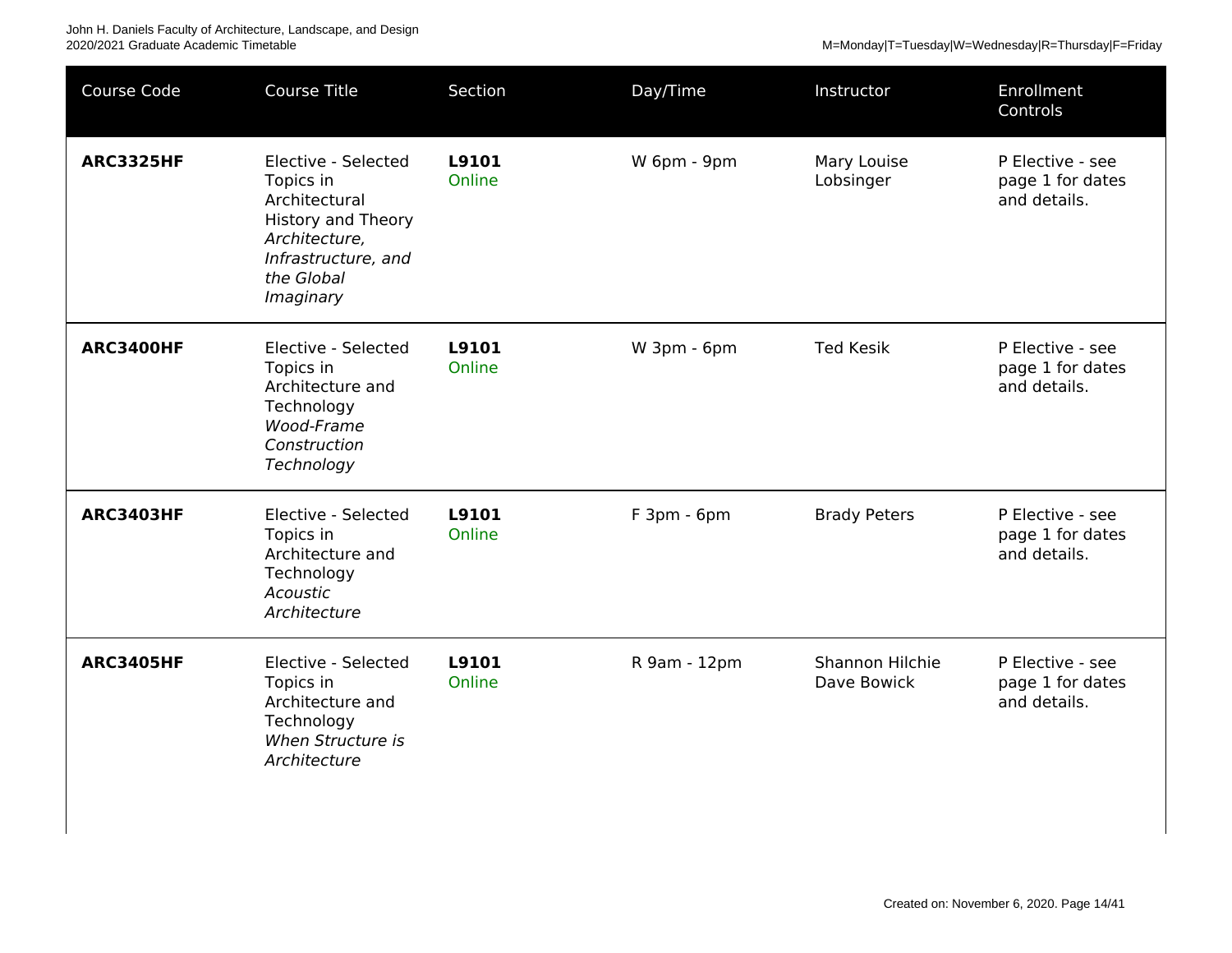| Course Code | Course Title | Section | Day/Time | Instructor | Enrollment Controls |
|---|---|---|---|---|---|
| **ARC3325HF** | Elective - Selected Topics in Architectural History and Theory *Architecture, Infrastructure, and the Global Imaginary* | **L9101** Online | W 6pm - 9pm | Mary Louise Lobsinger | P Elective - see page 1 for dates and details. |
| **ARC3400HF** | Elective - Selected Topics in Architecture and Technology *Wood-Frame Construction Technology* | **L9101** Online | W 3pm - 6pm | Ted Kesik | P Elective - see page 1 for dates and details. |
| **ARC3403HF** | Elective - Selected Topics in Architecture and Technology *Acoustic Architecture* | **L9101** Online | F 3pm - 6pm | Brady Peters | P Elective - see page 1 for dates and details. |
| **ARC3405HF** | Elective - Selected Topics in Architecture and Technology *When Structure is Architecture* | **L9101** Online | R 9am - 12pm | Shannon Hilchie<br>Dave Bowick | P Elective - see page 1 for dates and details. |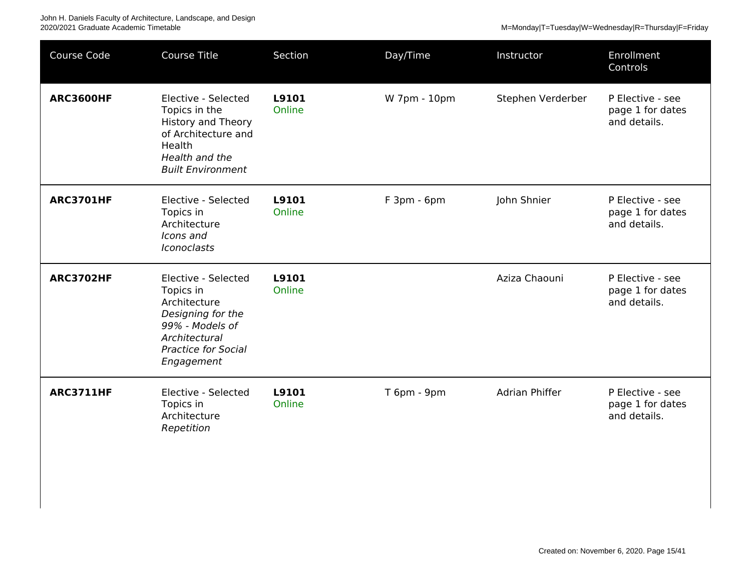| Course Code | Course Title | Section | Day/Time | Instructor | Enrollment Controls |
|---|---|---|---|---|---|
| **ARC3600HF** | Elective - Selected Topics in the History and Theory of Architecture and Health *Health and the Built Environment* | **L9101** Online | W 7pm - 10pm | Stephen Verderber | P Elective - see page 1 for dates and details. |
| **ARC3701HF** | Elective - Selected Topics in Architecture *Icons and Iconoclasts* | **L9101** Online | F 3pm - 6pm | John Shnier | P Elective - see page 1 for dates and details. |
| **ARC3702HF** | Elective - Selected Topics in Architecture *Designing for the 99% - Models of Architectural Practice for Social Engagement* | **L9101** Online | | Aziza Chaouni | P Elective - see page 1 for dates and details. |
| **ARC3711HF** | Elective - Selected Topics in Architecture *Repetition* | **L9101** Online | T 6pm - 9pm | Adrian Phiffer | P Elective - see page 1 for dates and details. |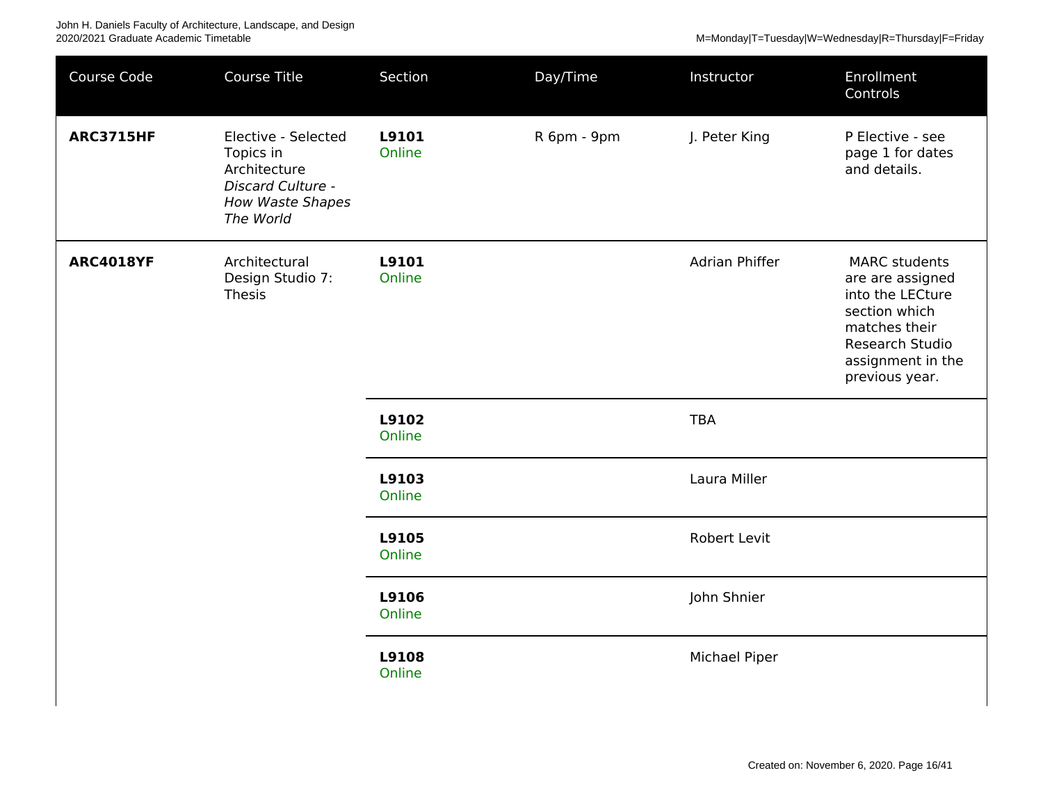| Course Code | Course Title | Section | Day/Time | Instructor | Enrollment Controls |
|---|---|---|---|---|---|
| **ARC3715HF** | Elective - Selected Topics in Architecture *Discard Culture - How Waste Shapes The World* | **L9101** Online | R 6pm - 9pm | J. Peter King | P Elective - see page 1 for dates and details. |
| **ARC4018YF** | Architectural Design Studio 7: Thesis | **L9101** Online | | Adrian Phiffer | MARC students are are assigned into the LECture section which matches their Research Studio assignment in the previous year. |
| | | **L9102** Online | | TBA | |
| | | **L9103** Online | | Laura Miller | |
| | | **L9105** Online | | Robert Levit | |
| | | **L9106** Online | | John Shnier | |
| | | **L9108** Online | | Michael Piper | |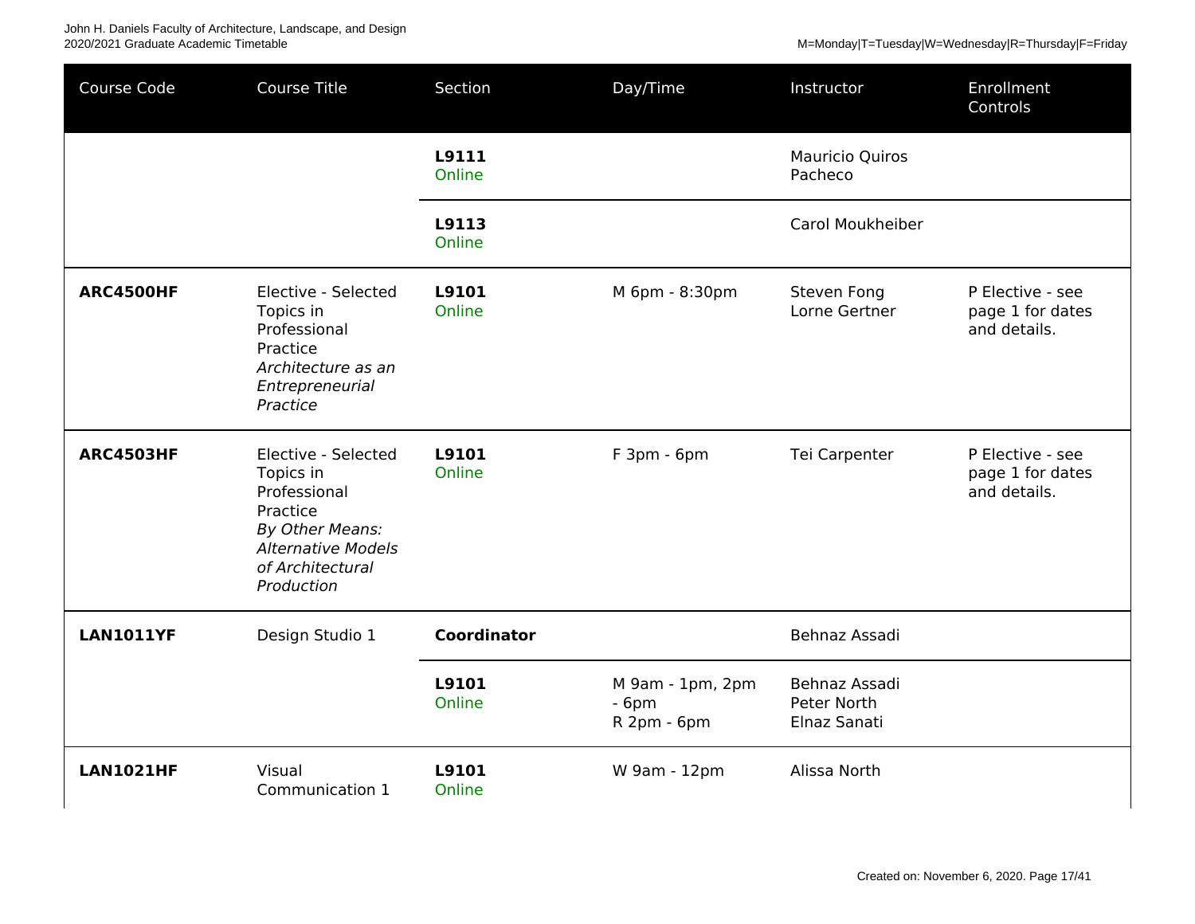| Course Code | Course Title | Section | Day/Time | Instructor | Enrollment Controls |
|---|---|---|---|---|---|
| | | **L9111** Online | | Mauricio Quiros Pacheco | |
| | | **L9113** Online | | Carol Moukheiber | |
| **ARC4500HF** | Elective - Selected Topics in Professional Practice *Architecture as an Entrepreneurial Practice* | **L9101** Online | M 6pm - 8:30pm | Steven Fong Lorne Gertner | P Elective - see page 1 for dates and details. |
| **ARC4503HF** | Elective - Selected Topics in Professional Practice *By Other Means: Alternative Models of Architectural Production* | **L9101** Online | F 3pm - 6pm | Tei Carpenter | P Elective - see page 1 for dates and details. |
| **LAN1011YF** | Design Studio 1 | **Coordinator** | | Behnaz Assadi | |
| | | **L9101** Online | M 9am - 1pm, 2pm - 6pm R 2pm - 6pm | Behnaz Assadi Peter North Elnaz Sanati | |
| **LAN1021HF** | Visual Communication 1 | **L9101** Online | W 9am - 12pm | Alissa North | |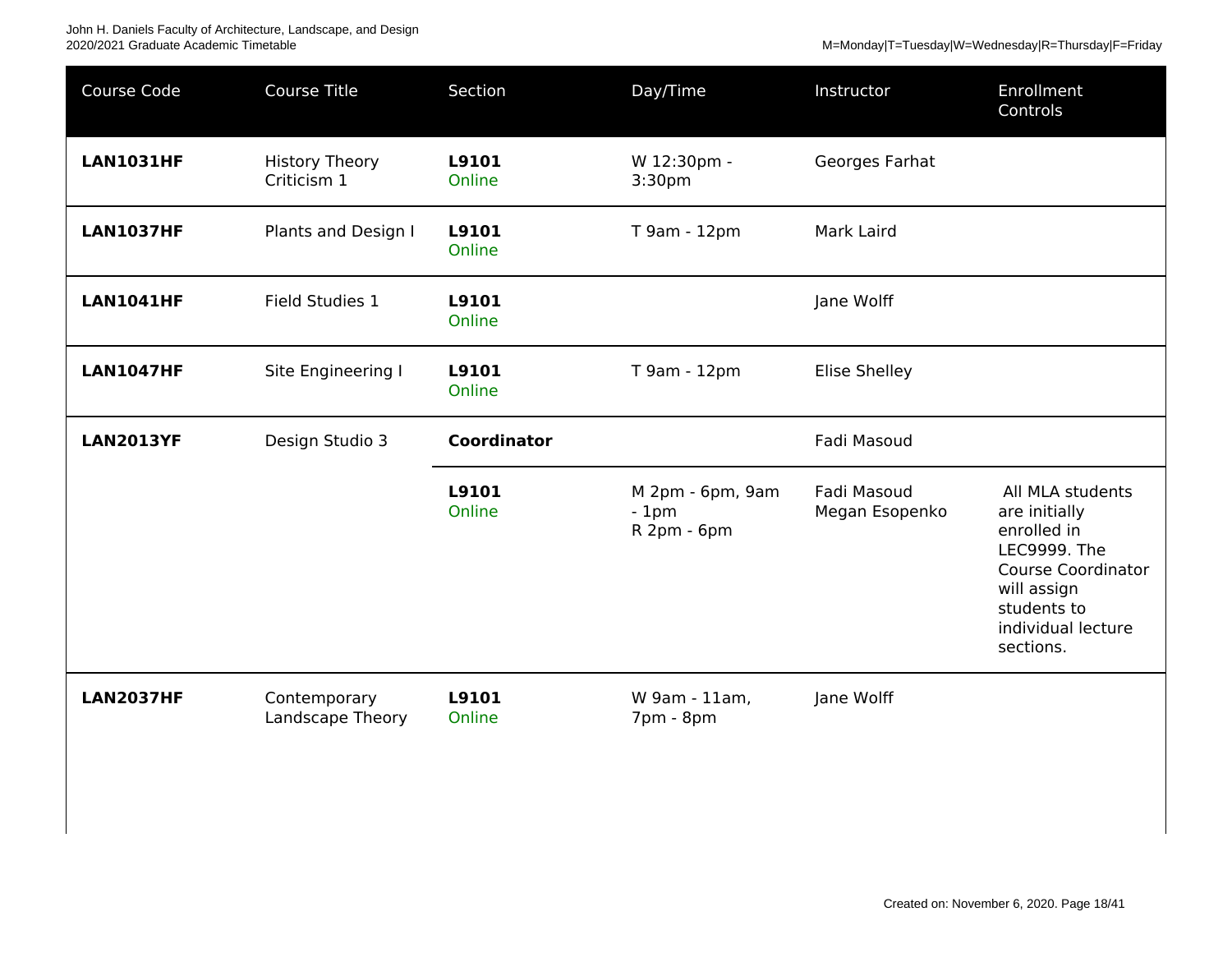| Course Code | Course Title | Section | Day/Time | Instructor | Enrollment Controls |
|---|---|---|---|---|---|
| **LAN1031HF** | History Theory Criticism 1 | **L9101** Online | W 12:30pm - 3:30pm | Georges Farhat | |
| **LAN1037HF** | Plants and Design I | **L9101** Online | T 9am - 12pm | Mark Laird | |
| **LAN1041HF** | Field Studies 1 | **L9101** Online | | Jane Wolff | |
| **LAN1047HF** | Site Engineering I | **L9101** Online | T 9am - 12pm | Elise Shelley | |
| **LAN2013YF** | Design Studio 3 | **Coordinator** | | Fadi Masoud | |
| | | **L9101** Online | M 2pm - 6pm, 9am - 1pm R 2pm - 6pm | Fadi Masoud Megan Esopenko | All MLA students are initially enrolled in LEC9999. The Course Coordinator will assign students to individual lecture sections. |
| **LAN2037HF** | Contemporary Landscape Theory | **L9101** Online | W 9am - 11am, 7pm - 8pm | Jane Wolff | |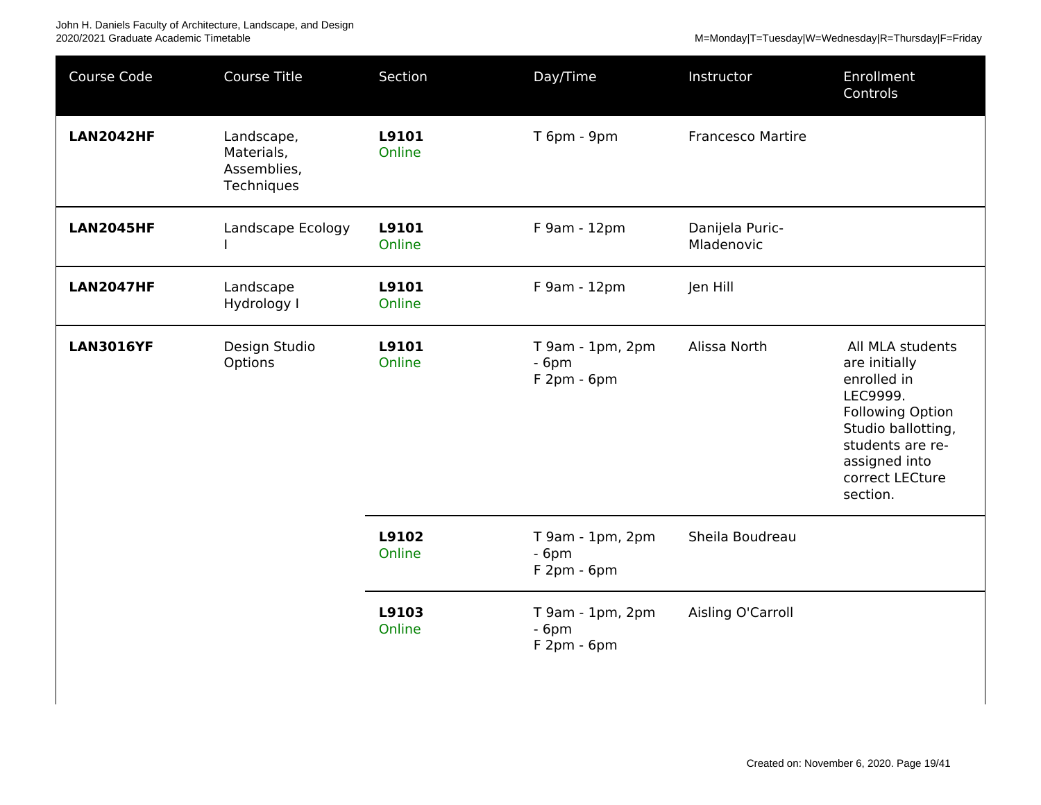| Course Code | Course Title | Section | Day/Time | Instructor | Enrollment Controls |
|---|---|---|---|---|---|
| **LAN2042HF** | Landscape, Materials, Assemblies, Techniques | **L9101** Online | T 6pm - 9pm | Francesco Martire | |
| **LAN2045HF** | Landscape Ecology I | **L9101** Online | F 9am - 12pm | Danijela Puric-Mladenovic | |
| **LAN2047HF** | Landscape Hydrology I | **L9101** Online | F 9am - 12pm | Jen Hill | |
| **LAN3016YF** | Design Studio Options | **L9101** Online | T 9am - 1pm, 2pm - 6pm F 2pm - 6pm | Alissa North | All MLA students are initially enrolled in LEC9999. Following Option Studio ballotting, students are re-assigned into correct LECture section. |
| | | **L9102** Online | T 9am - 1pm, 2pm - 6pm F 2pm - 6pm | Sheila Boudreau | |
| | | **L9103** Online | T 9am - 1pm, 2pm - 6pm F 2pm - 6pm | Aisling O'Carroll | |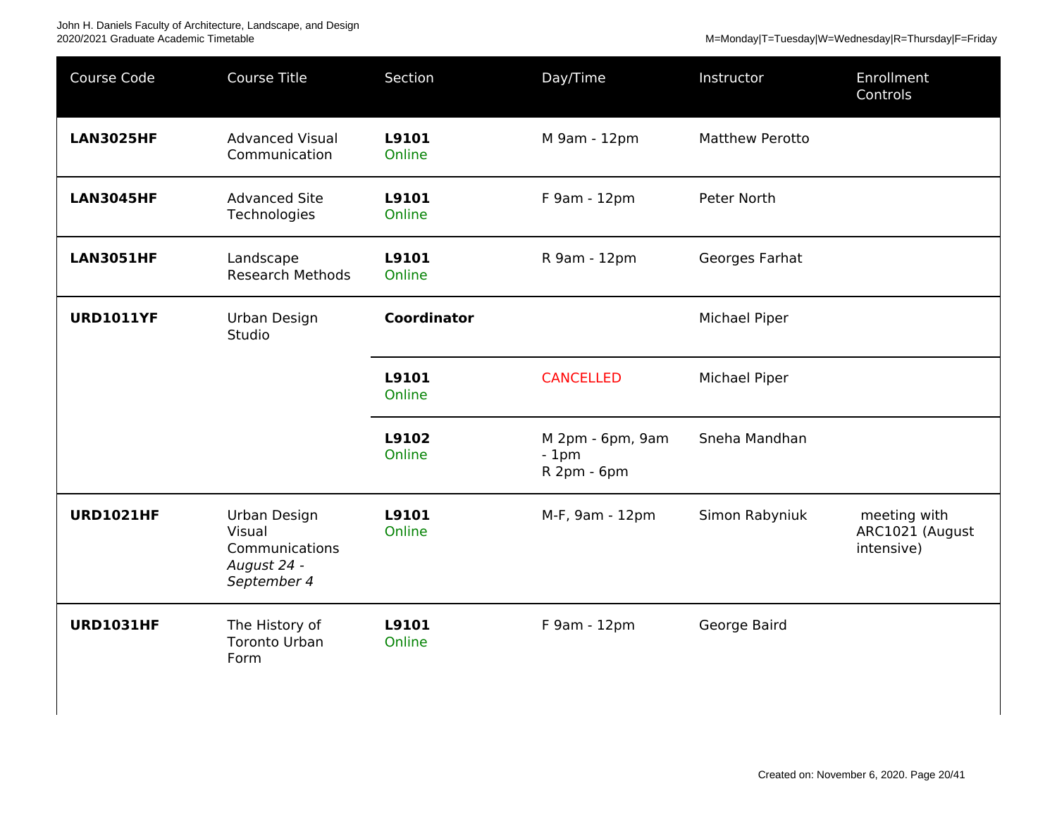| Course Code | Course Title | Section | Day/Time | Instructor | Enrollment Controls |
|---|---|---|---|---|---|
| **LAN3025HF** | Advanced Visual Communication | **L9101** Online | M 9am - 12pm | Matthew Perotto | |
| **LAN3045HF** | Advanced Site Technologies | **L9101** Online | F 9am - 12pm | Peter North | |
| **LAN3051HF** | Landscape Research Methods | **L9101** Online | R 9am - 12pm | Georges Farhat | |
| **URD1011YF** | Urban Design Studio | **Coordinator** | | Michael Piper | |
| | | **L9101** Online | CANCELLED | Michael Piper | |
| | | **L9102** Online | M 2pm - 6pm, 9am - 1pm R 2pm - 6pm | Sneha Mandhan | |
| **URD1021HF** | Urban Design Visual Communications *August 24 - September 4* | **L9101** Online | M-F, 9am - 12pm | Simon Rabyniuk | meeting with ARC1021 (August intensive) |
| **URD1031HF** | The History of Toronto Urban Form | **L9101** Online | F 9am - 12pm | George Baird | |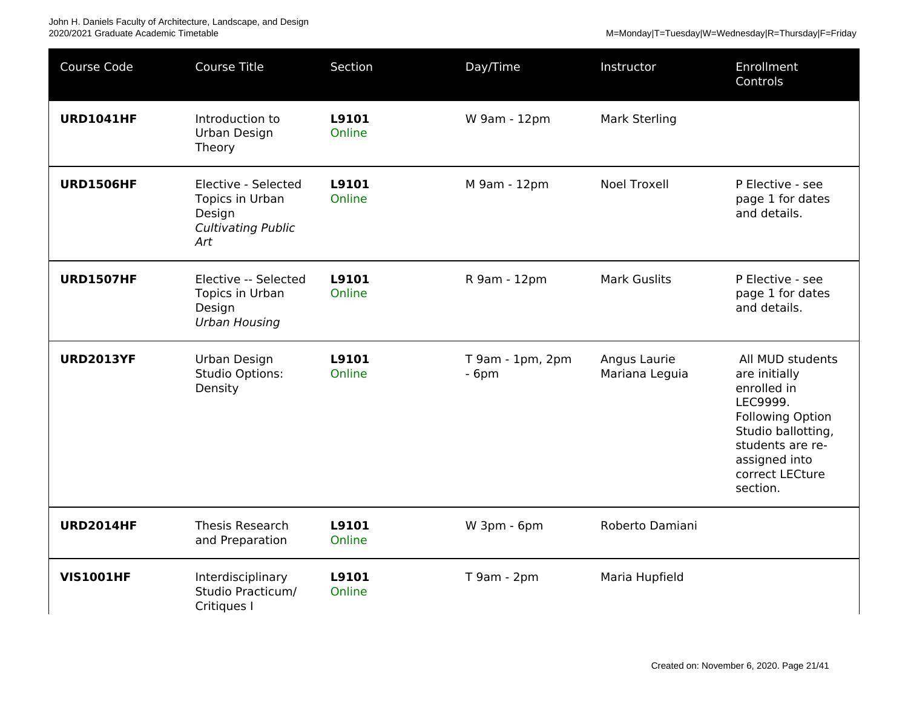| Course Code | Course Title | Section | Day/Time | Instructor | Enrollment Controls |
|---|---|---|---|---|---|
| **URD1041HF** | Introduction to Urban Design Theory | **L9101** Online | W 9am - 12pm | Mark Sterling | |
| **URD1506HF** | Elective - Selected Topics in Urban Design *Cultivating Public Art* | **L9101** Online | M 9am - 12pm | Noel Troxell | P Elective - see page 1 for dates and details. |
| **URD1507HF** | Elective -- Selected Topics in Urban Design *Urban Housing* | **L9101** Online | R 9am - 12pm | Mark Guslits | P Elective - see page 1 for dates and details. |
| **URD2013YF** | Urban Design Studio Options: Density | **L9101** Online | T 9am - 1pm, 2pm - 6pm | Angus Laurie Mariana Leguia | All MUD students are initially enrolled in LEC9999. Following Option Studio ballotting, students are re-assigned into correct LECture section. |
| **URD2014HF** | Thesis Research and Preparation | **L9101** Online | W 3pm - 6pm | Roberto Damiani | |
| **VIS1001HF** | Interdisciplinary Studio Practicum/ Critiques I | **L9101** Online | T 9am - 2pm | Maria Hupfield | |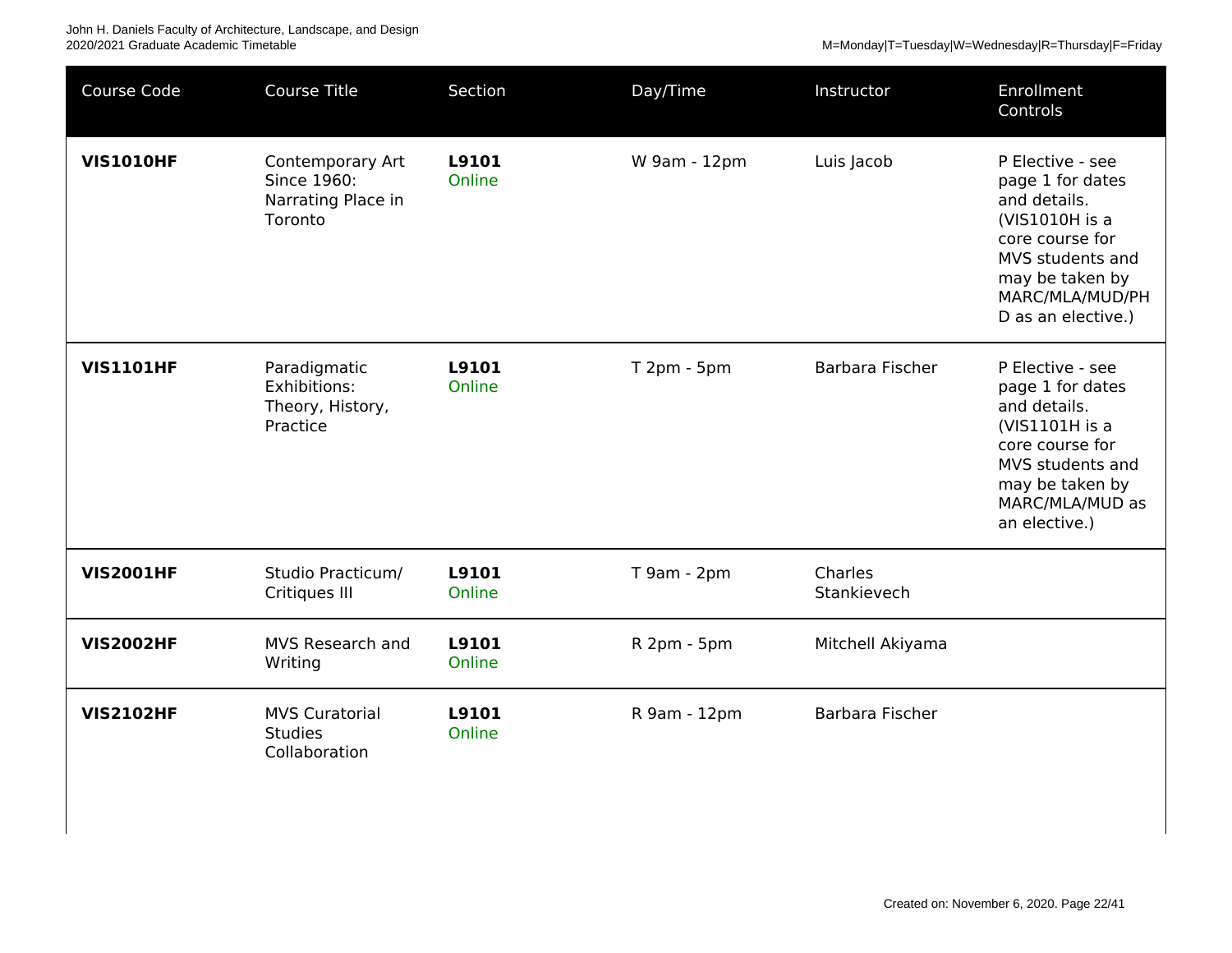| Course Code | Course Title | Section | Day/Time | Instructor | Enrollment Controls |
|---|---|---|---|---|---|
| **VIS1010HF** | Contemporary Art Since 1960: Narrating Place in Toronto | **L9101** Online | W 9am - 12pm | Luis Jacob | P Elective - see page 1 for dates and details. (VIS1010H is a core course for MVS students and may be taken by MARC/MLA/MUD/PHD as an elective.) |
| **VIS1101HF** | Paradigmatic Exhibitions: Theory, History, Practice | **L9101** Online | T 2pm - 5pm | Barbara Fischer | P Elective - see page 1 for dates and details. (VIS1101H is a core course for MVS students and may be taken by MARC/MLA/MUD as an elective.) |
| **VIS2001HF** | Studio Practicum/ Critiques III | **L9101** Online | T 9am - 2pm | Charles Stankievech | |
| **VIS2002HF** | MVS Research and Writing | **L9101** Online | R 2pm - 5pm | Mitchell Akiyama | |
| **VIS2102HF** | MVS Curatorial Studies Collaboration | **L9101** Online | R 9am - 12pm | Barbara Fischer | |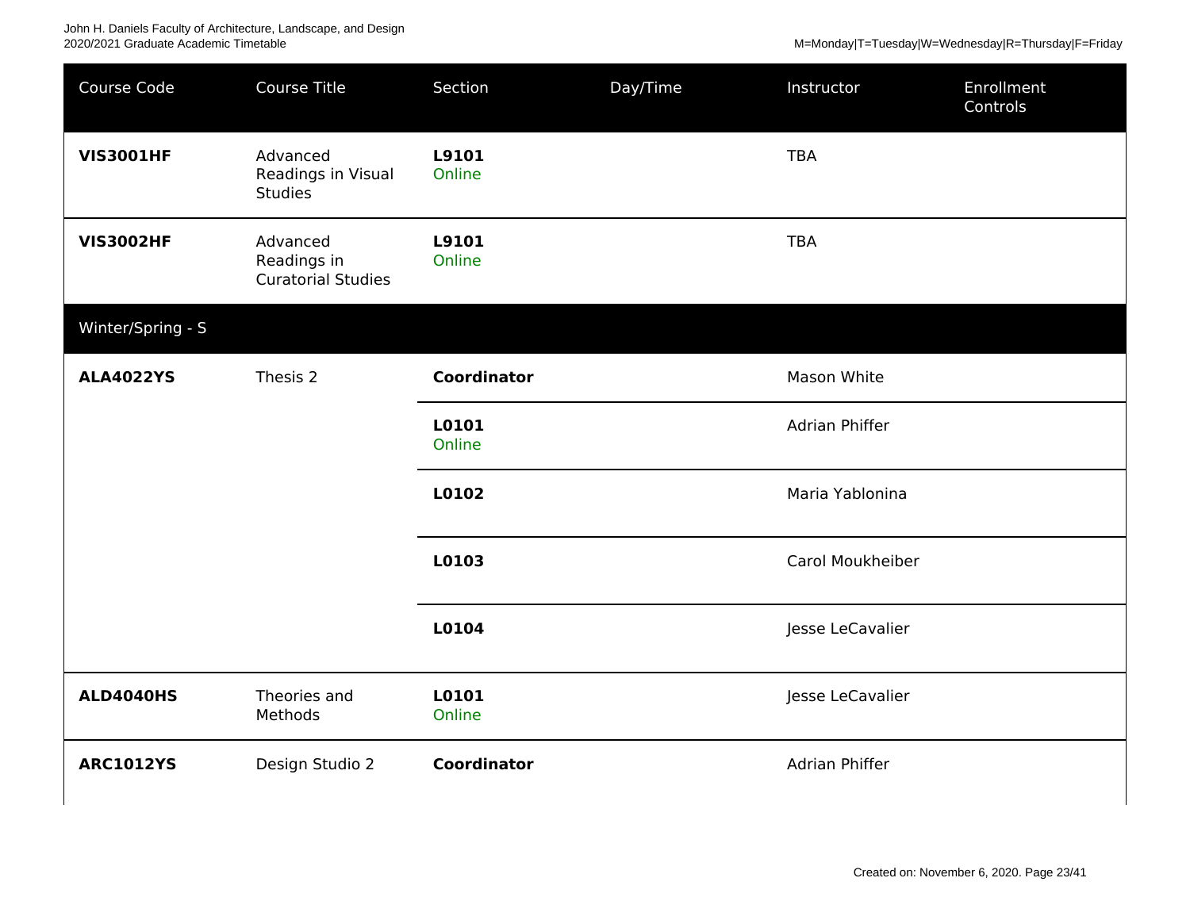| Course Code | Course Title | Section | Day/Time | Instructor | Enrollment Controls |
|---|---|---|---|---|---|
| **VIS3001HF** | Advanced Readings in Visual Studies | **L9101** Online | | TBA | |
| **VIS3002HF** | Advanced Readings in Curatorial Studies | **L9101** Online | | TBA | |
| Winter/Spring - S | | | | | |
| **ALA4022YS** | Thesis 2 | **Coordinator** | | Mason White | |
| | | **L0101** Online | | Adrian Phiffer | |
| | | **L0102** | | Maria Yablonina | |
| | | **L0103** | | Carol Moukheiber | |
| | | **L0104** | | Jesse LeCavalier | |
| **ALD4040HS** | Theories and Methods | **L0101** Online | | Jesse LeCavalier | |
| **ARC1012YS** | Design Studio 2 | **Coordinator** | | Adrian Phiffer | |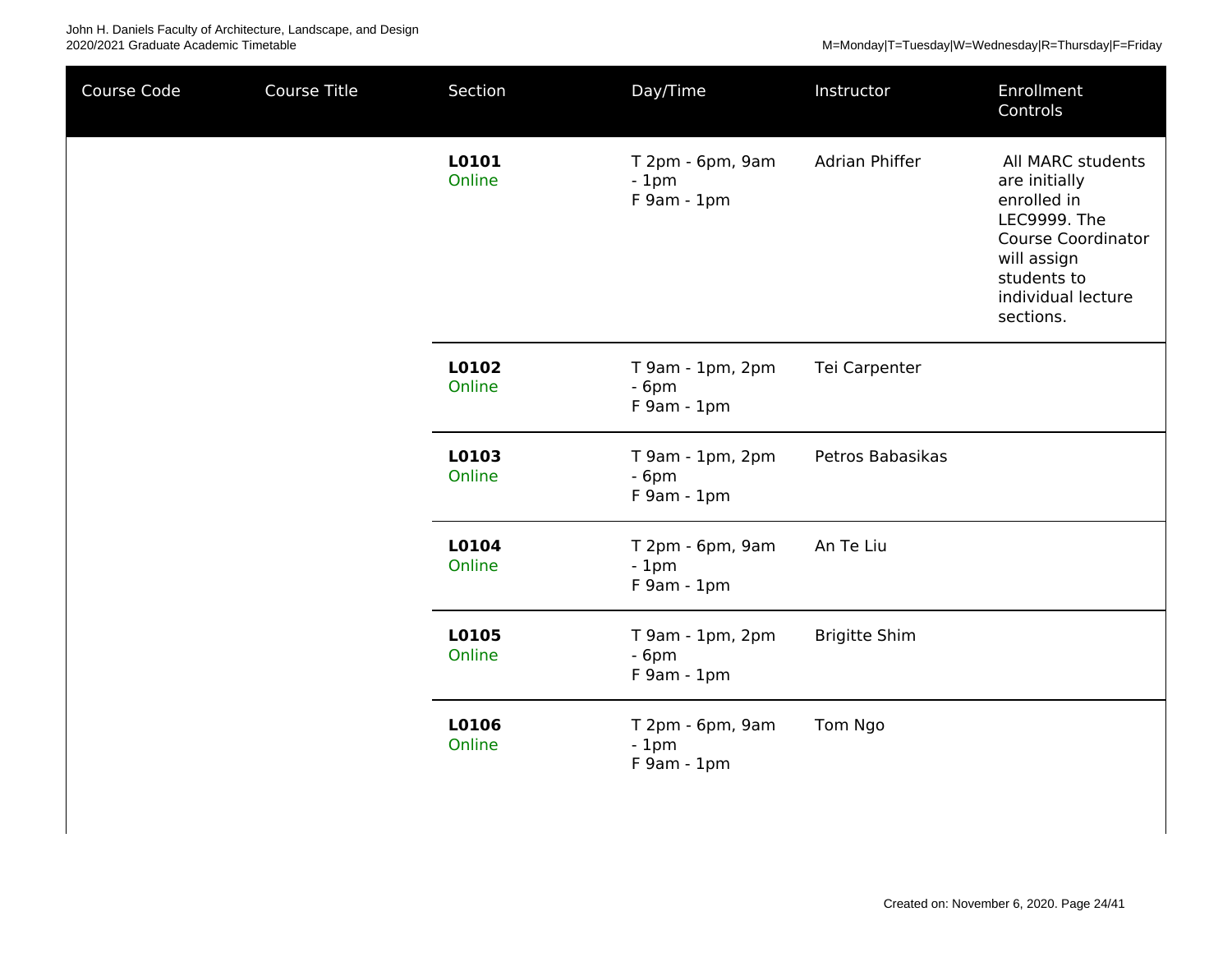| Course Code | Course Title | Section | Day/Time | Instructor | Enrollment Controls |
| --- | --- | --- | --- | --- | --- |
| | | **L0101** Online | T 2pm - 6pm, 9am - 1pm F 9am - 1pm | Adrian Phiffer | All MARC students are initially enrolled in LEC9999. The Course Coordinator will assign students to individual lecture sections. |
| | | **L0102** Online | T 9am - 1pm, 2pm - 6pm F 9am - 1pm | Tei Carpenter | |
| | | **L0103** Online | T 9am - 1pm, 2pm - 6pm F 9am - 1pm | Petros Babasikas | |
| | | **L0104** Online | T 2pm - 6pm, 9am - 1pm F 9am - 1pm | An Te Liu | |
| | | **L0105** Online | T 9am - 1pm, 2pm - 6pm F 9am - 1pm | Brigitte Shim | |
| | | **L0106** Online | T 2pm - 6pm, 9am - 1pm F 9am - 1pm | Tom Ngo | |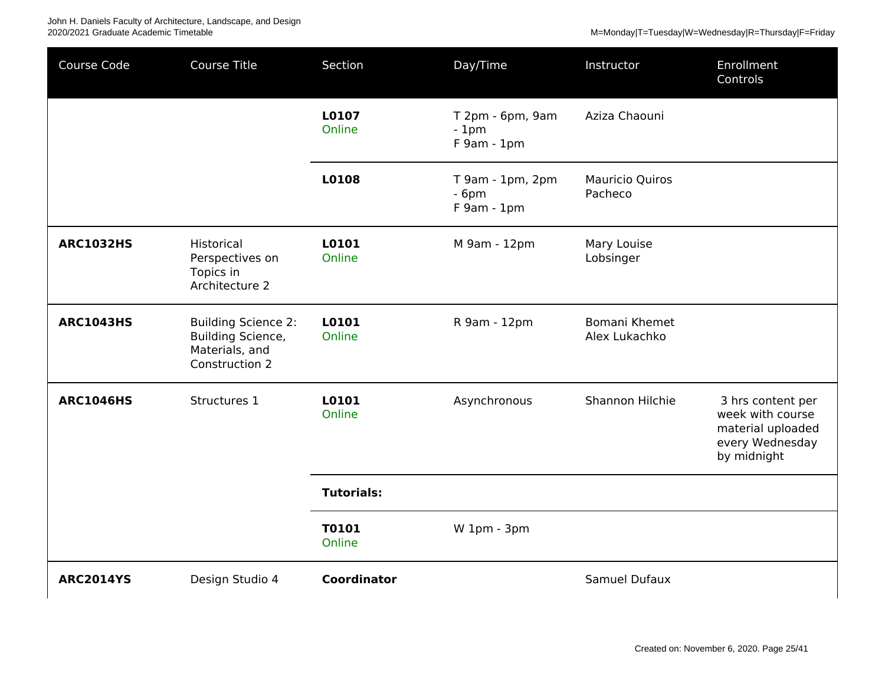| Course Code | Course Title | Section | Day/Time | Instructor | Enrollment Controls |
|---|---|---|---|---|---|
| | | **L0107** Online | T 2pm - 6pm, 9am - 1pm F 9am - 1pm | Aziza Chaouni | |
| | | **L0108** | T 9am - 1pm, 2pm - 6pm F 9am - 1pm | Mauricio Quiros Pacheco | |
| **ARC1032HS** | Historical Perspectives on Topics in Architecture 2 | **L0101** Online | M 9am - 12pm | Mary Louise Lobsinger | |
| **ARC1043HS** | Building Science 2: Building Science, Materials, and Construction 2 | **L0101** Online | R 9am - 12pm | Bomani Khemet Alex Lukachko | |
| **ARC1046HS** | Structures 1 | **L0101** Online | Asynchronous | Shannon Hilchie | 3 hrs content per week with course material uploaded every Wednesday by midnight |
| | | **Tutorials:** | | | |
| | | **T0101** Online | W 1pm - 3pm | | |
| **ARC2014YS** | Design Studio 4 | **Coordinator** | | Samuel Dufaux | |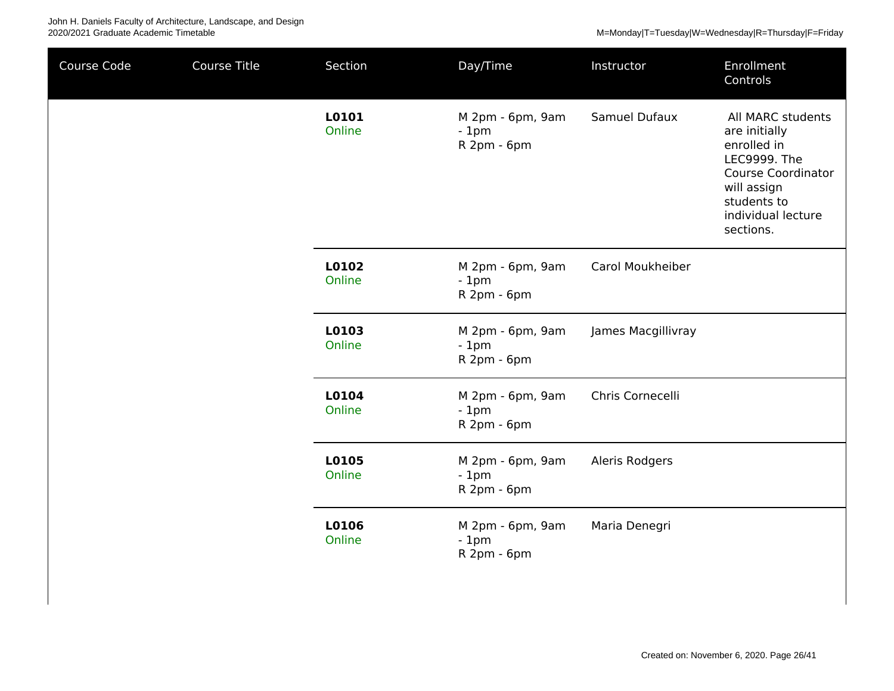| Course Code | Course Title | Section | Day/Time | Instructor | Enrollment Controls |
| --- | --- | --- | --- | --- | --- |
| | | **L0101** Online | M 2pm - 6pm, 9am - 1pm R 2pm - 6pm | Samuel Dufaux | All MARC students are initially enrolled in LEC9999. The Course Coordinator will assign students to individual lecture sections. |
| | | **L0102** Online | M 2pm - 6pm, 9am - 1pm R 2pm - 6pm | Carol Moukheiber | |
| | | **L0103** Online | M 2pm - 6pm, 9am - 1pm R 2pm - 6pm | James Macgillivray | |
| | | **L0104** Online | M 2pm - 6pm, 9am - 1pm R 2pm - 6pm | Chris Cornecelli | |
| | | **L0105** Online | M 2pm - 6pm, 9am - 1pm R 2pm - 6pm | Aleris Rodgers | |
| | | **L0106** Online | M 2pm - 6pm, 9am - 1pm R 2pm - 6pm | Maria Denegri | |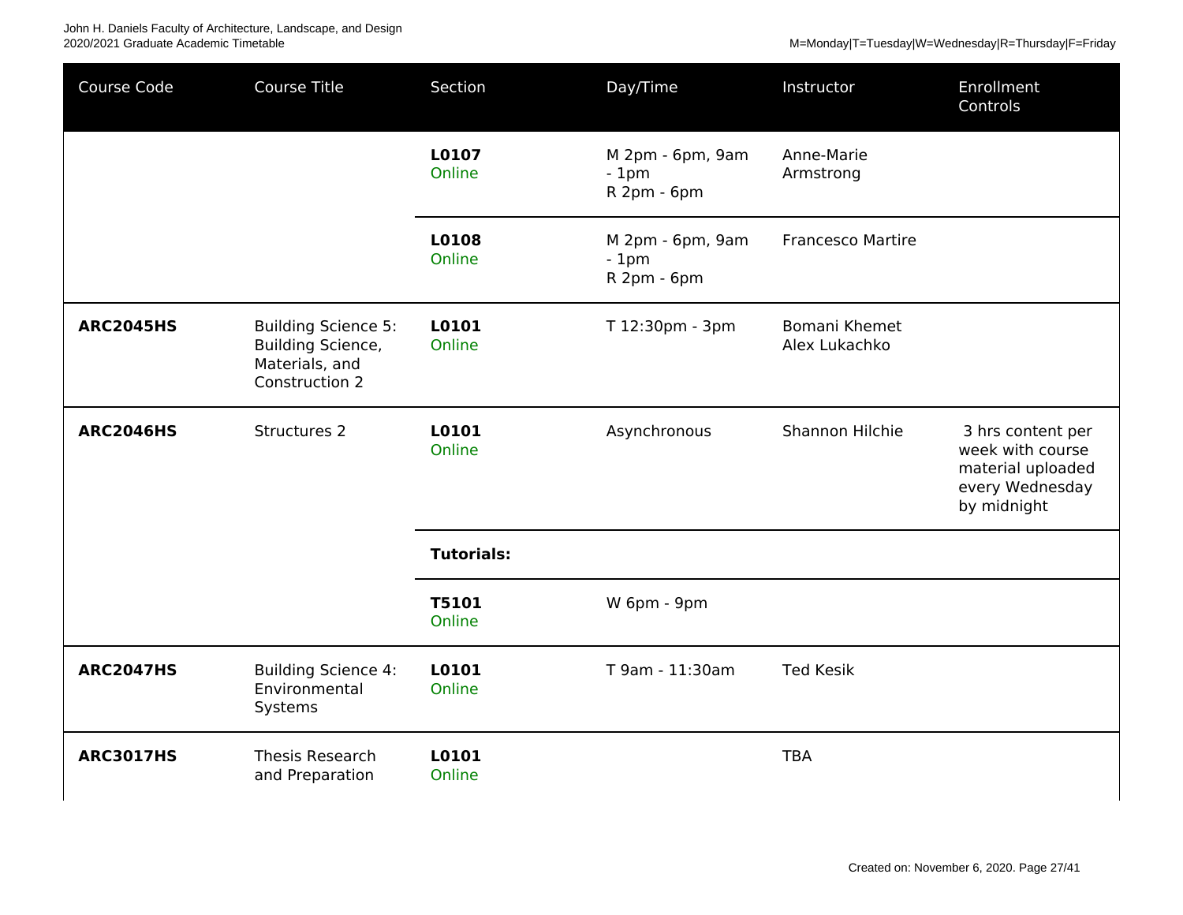| Course Code | Course Title | Section | Day/Time | Instructor | Enrollment Controls |
|---|---|---|---|---|---|
| | | **L0107** Online | M 2pm - 6pm, 9am - 1pm R 2pm - 6pm | Anne-Marie Armstrong | |
| | | **L0108** Online | M 2pm - 6pm, 9am - 1pm R 2pm - 6pm | Francesco Martire | |
| **ARC2045HS** | Building Science 5: Building Science, Materials, and Construction 2 | **L0101** Online | T 12:30pm - 3pm | Bomani Khemet Alex Lukachko | |
| **ARC2046HS** | Structures 2 | **L0101** Online | Asynchronous | Shannon Hilchie | 3 hrs content per week with course material uploaded every Wednesday by midnight |
| | | **Tutorials:** | | | |
| | | **T5101** Online | W 6pm - 9pm | | |
| **ARC2047HS** | Building Science 4: Environmental Systems | **L0101** Online | T 9am - 11:30am | Ted Kesik | |
| **ARC3017HS** | Thesis Research and Preparation | **L0101** Online | | TBA | |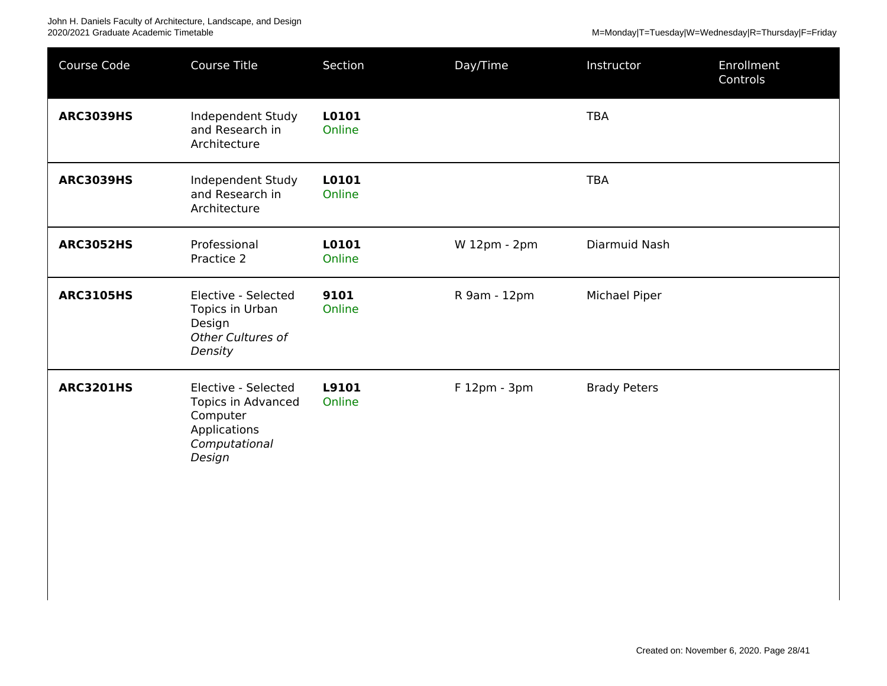| Course Code | Course Title | Section | Day/Time | Instructor | Enrollment Controls |
|---|---|---|---|---|---|
| **ARC3039HS** | Independent Study and Research in Architecture | **L0101** Online | | TBA | |
| **ARC3039HS** | Independent Study and Research in Architecture | **L0101** Online | | TBA | |
| **ARC3052HS** | Professional Practice 2 | **L0101** Online | W 12pm - 2pm | Diarmuid Nash | |
| **ARC3105HS** | Elective - Selected Topics in Urban Design *Other Cultures of Density* | **9101** Online | R 9am - 12pm | Michael Piper | |
| **ARC3201HS** | Elective - Selected Topics in Advanced Computer Applications *Computational Design* | **L9101** Online | F 12pm - 3pm | Brady Peters | |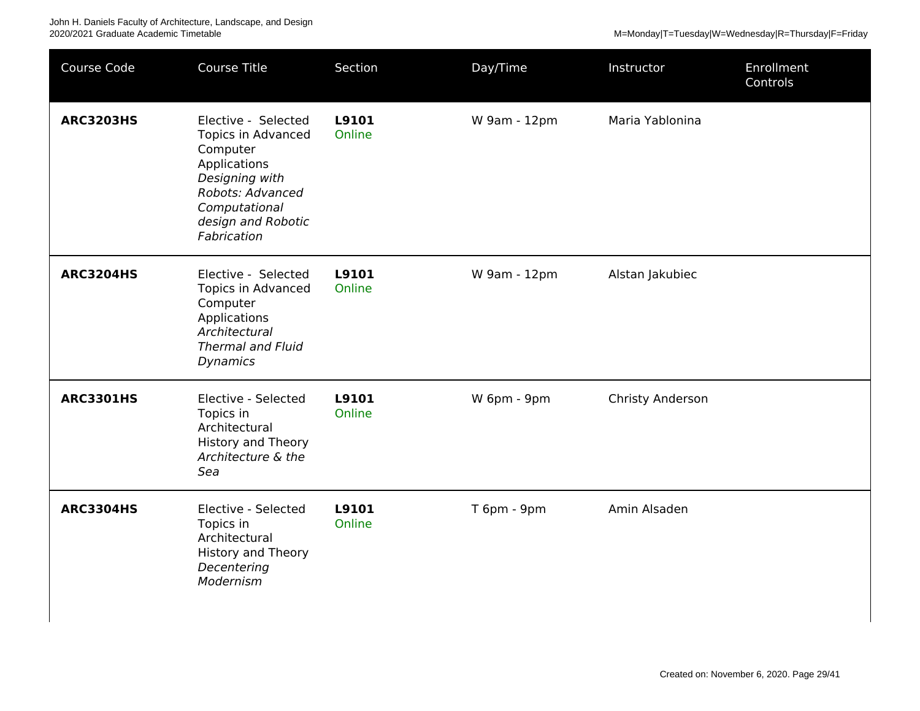| Course Code | Course Title | Section | Day/Time | Instructor | Enrollment Controls |
| --- | --- | --- | --- | --- | --- |
| **ARC3203HS** | Elective - Selected Topics in Advanced Computer Applications *Designing with Robots: Advanced Computational design and Robotic Fabrication* | **L9101** Online | W 9am - 12pm | Maria Yablonina | |
| **ARC3204HS** | Elective - Selected Topics in Advanced Computer Applications *Architectural Thermal and Fluid Dynamics* | **L9101** Online | W 9am - 12pm | Alstan Jakubiec | |
| **ARC3301HS** | Elective - Selected Topics in Architectural History and Theory *Architecture & the Sea* | **L9101** Online | W 6pm - 9pm | Christy Anderson | |
| **ARC3304HS** | Elective - Selected Topics in Architectural History and Theory *Decentering Modernism* | **L9101** Online | T 6pm - 9pm | Amin Alsaden | |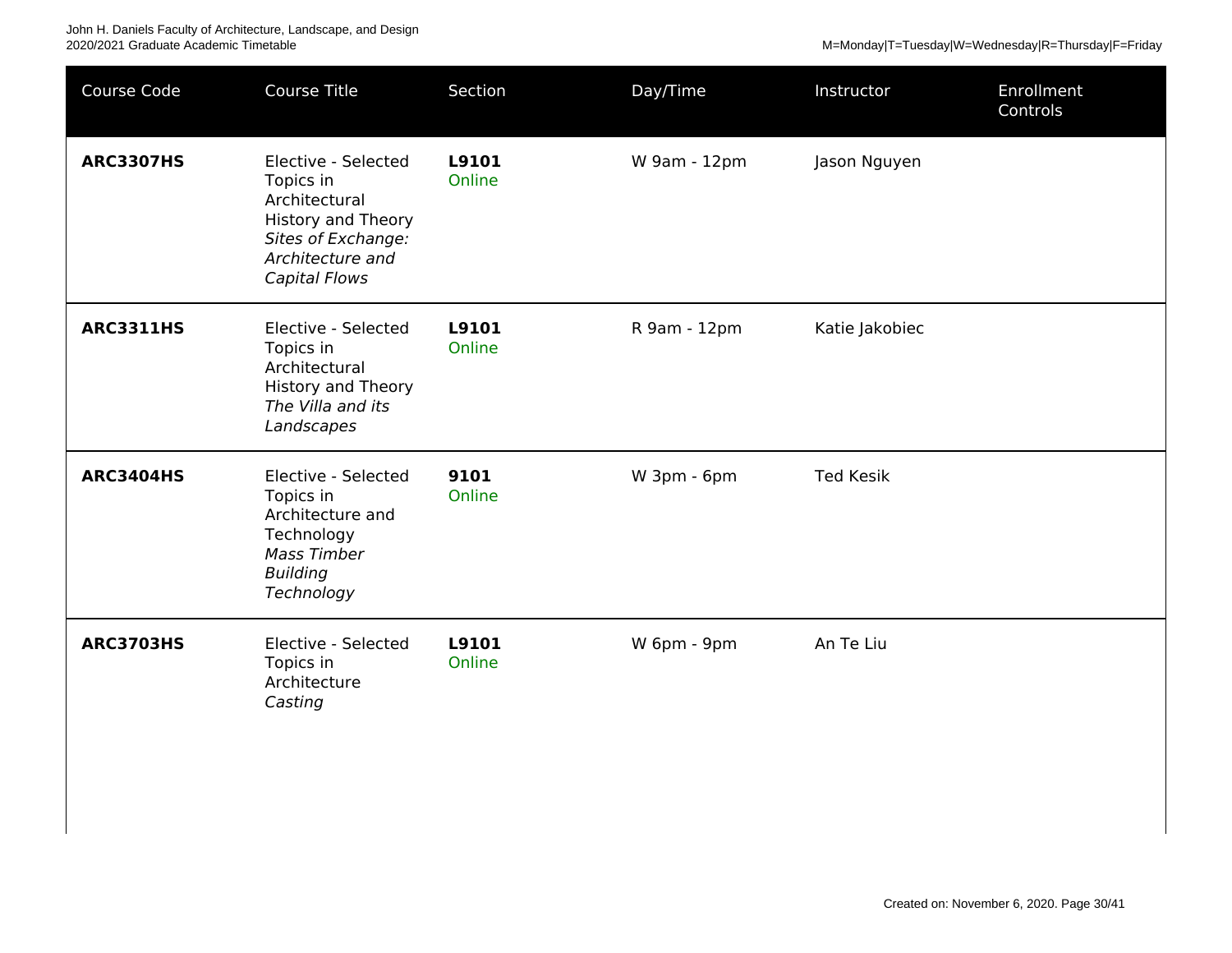| Course Code | Course Title | Section | Day/Time | Instructor | Enrollment Controls |
|---|---|---|---|---|---|
| **ARC3307HS** | Elective - Selected Topics in Architectural History and Theory *Sites of Exchange: Architecture and Capital Flows* | **L9101** Online | W 9am - 12pm | Jason Nguyen | |
| **ARC3311HS** | Elective - Selected Topics in Architectural History and Theory *The Villa and its Landscapes* | **L9101** Online | R 9am - 12pm | Katie Jakobiec | |
| **ARC3404HS** | Elective - Selected Topics in Architecture and Technology *Mass Timber Building Technology* | **9101** Online | W 3pm - 6pm | Ted Kesik | |
| **ARC3703HS** | Elective - Selected Topics in Architecture *Casting* | **L9101** Online | W 6pm - 9pm | An Te Liu | |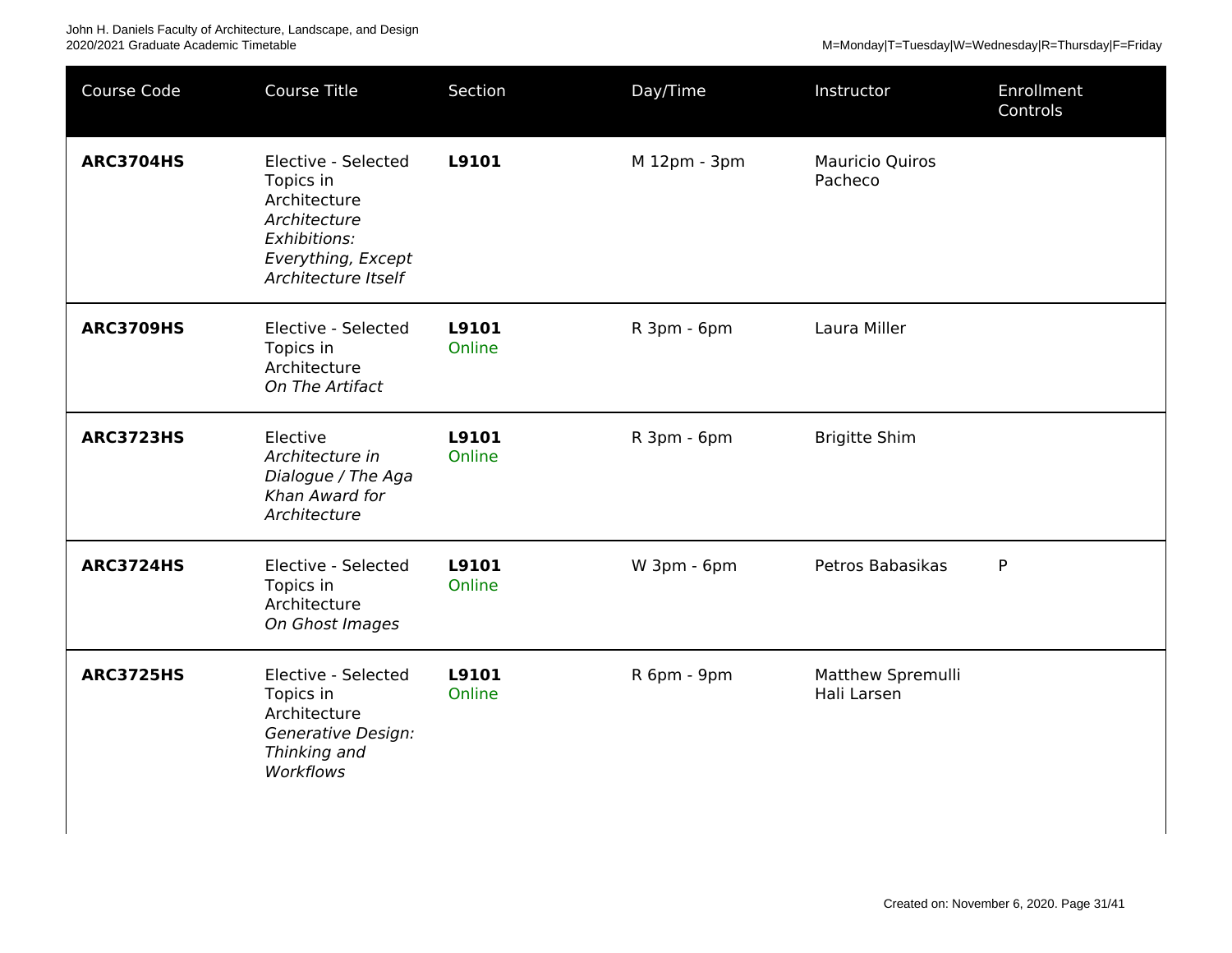| Course Code | Course Title | Section | Day/Time | Instructor | Enrollment Controls |
|---|---|---|---|---|---|
| **ARC3704HS** | Elective - Selected Topics in Architecture *Architecture Exhibitions: Everything, Except Architecture Itself* | **L9101** | M 12pm - 3pm | Mauricio Quiros Pacheco | |
| **ARC3709HS** | Elective - Selected Topics in Architecture *On The Artifact* | **L9101** Online | R 3pm - 6pm | Laura Miller | |
| **ARC3723HS** | Elective *Architecture in Dialogue / The Aga Khan Award for Architecture* | **L9101** Online | R 3pm - 6pm | Brigitte Shim | |
| **ARC3724HS** | Elective - Selected Topics in Architecture *On Ghost Images* | **L9101** Online | W 3pm - 6pm | Petros Babasikas | P |
| **ARC3725HS** | Elective - Selected Topics in Architecture *Generative Design: Thinking and Workflows* | **L9101** Online | R 6pm - 9pm | Matthew Spremulli Hali Larsen | |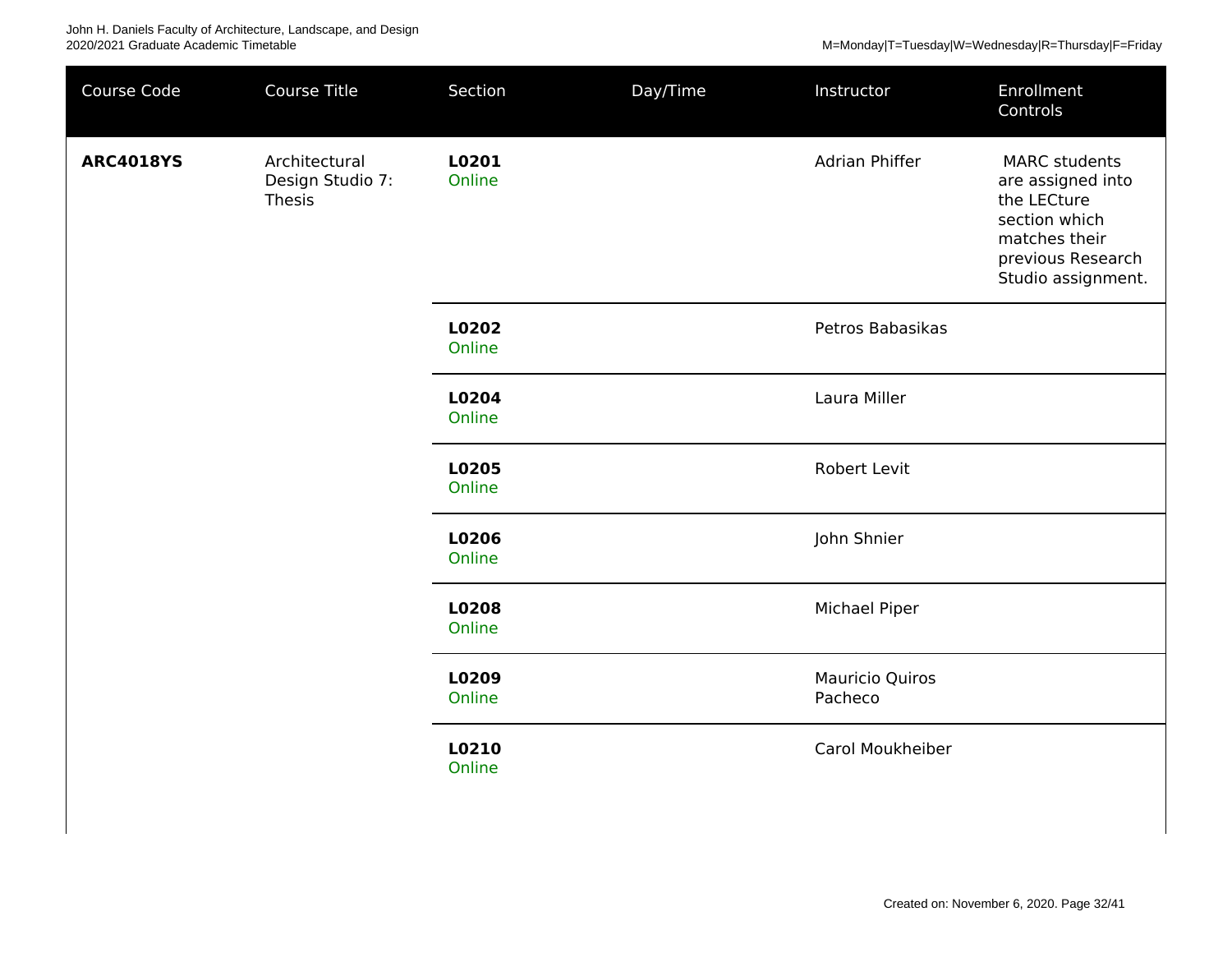M=Monday|T=Tuesday|W=Wednesday|R=Thursday|F=Friday

| Course Code | Course Title | Section | Day/Time | Instructor | Enrollment Controls |
| --- | --- | --- | --- | --- | --- |
| **ARC4018YS** | Architectural Design Studio 7: Thesis | **L0201** Online | | Adrian Phiffer | MARC students are assigned into the LECture section which matches their previous Research Studio assignment. |
| | | **L0202** Online | | Petros Babasikas | |
| | | **L0204** Online | | Laura Miller | |
| | | **L0205** Online | | Robert Levit | |
| | | **L0206** Online | | John Shnier | |
| | | **L0208** Online | | Michael Piper | |
| | | **L0209** Online | | Mauricio Quiros Pacheco | |
| | | **L0210** Online | | Carol Moukheiber | |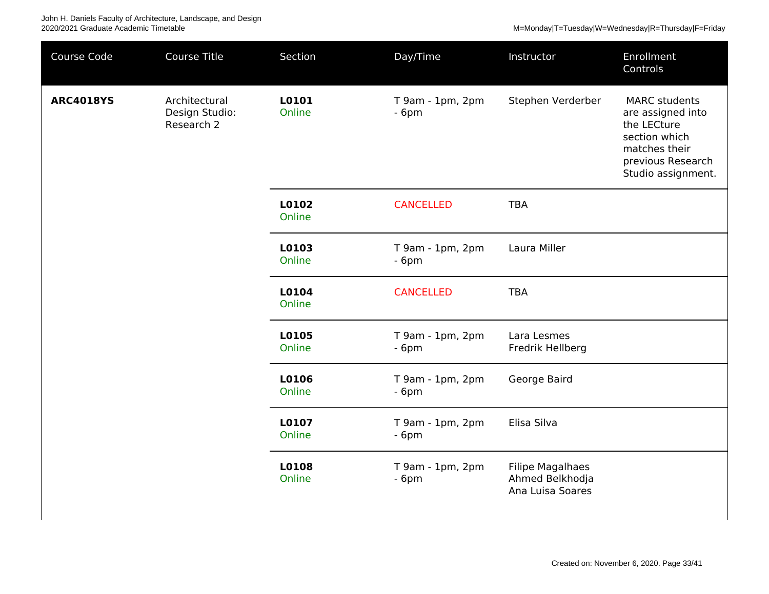| Course Code | Course Title | Section | Day/Time | Instructor | Enrollment Controls |
|---|---|---|---|---|---|
| **ARC4018YS** | Architectural Design Studio: Research 2 | **L0101** Online | T 9am - 1pm, 2pm - 6pm | Stephen Verderber | MARC students are assigned into the LECture section which matches their previous Research Studio assignment. |
| | | **L0102** Online | CANCELLED | TBA | |
| | | **L0103** Online | T 9am - 1pm, 2pm - 6pm | Laura Miller | |
| | | **L0104** Online | CANCELLED | TBA | |
| | | **L0105** Online | T 9am - 1pm, 2pm - 6pm | Lara Lesmes<br>Fredrik Hellberg | |
| | | **L0106** Online | T 9am - 1pm, 2pm - 6pm | George Baird | |
| | | **L0107** Online | T 9am - 1pm, 2pm - 6pm | Elisa Silva | |
| | | **L0108** Online | T 9am - 1pm, 2pm - 6pm | Filipe Magalhaes<br>Ahmed Belkhodja<br>Ana Luisa Soares | |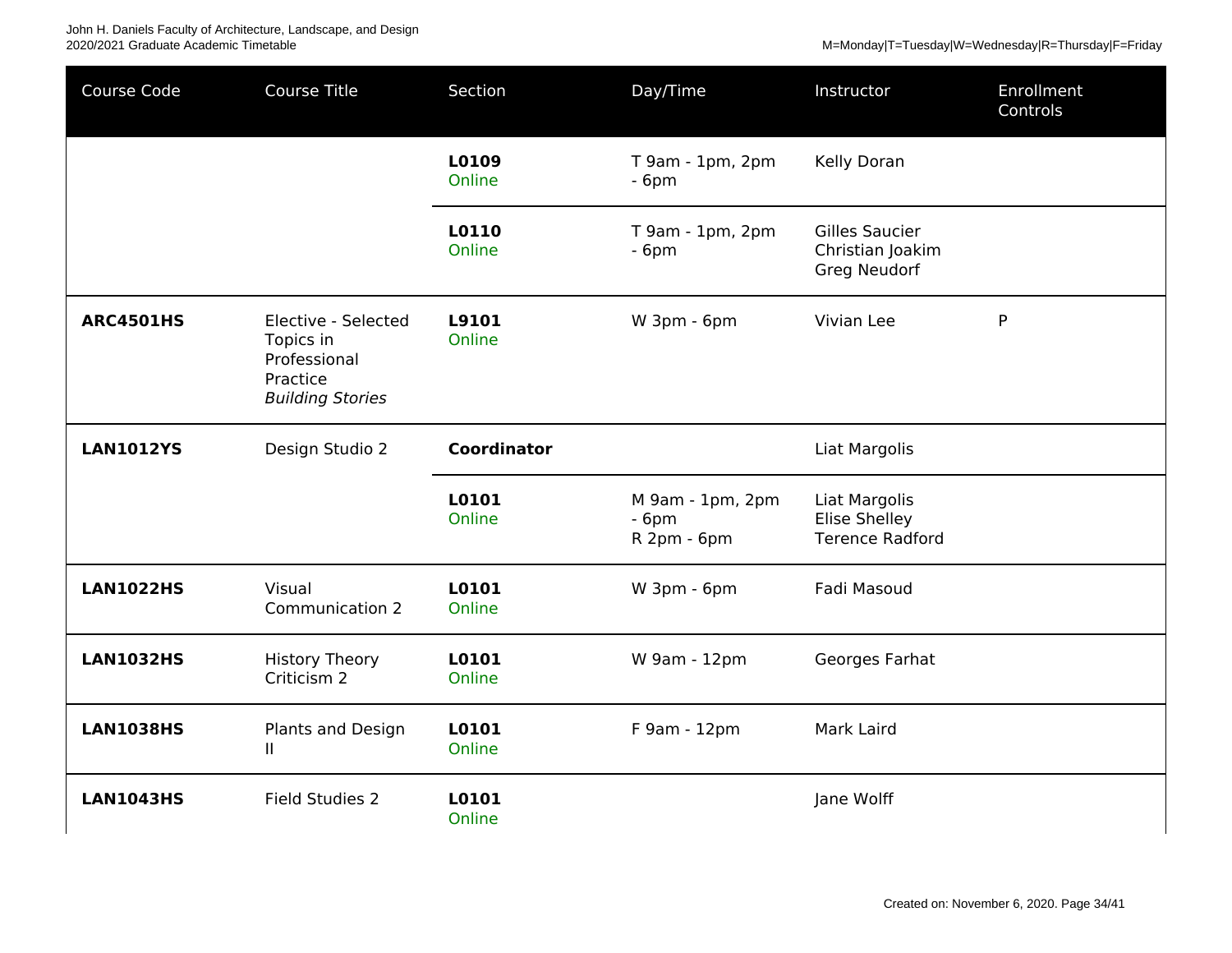| Course Code | Course Title | Section | Day/Time | Instructor | Enrollment Controls |
|---|---|---|---|---|---|
| | | **L0109** Online | T 9am - 1pm, 2pm - 6pm | Kelly Doran | |
| | | **L0110** Online | T 9am - 1pm, 2pm - 6pm | Gilles Saucier Christian Joakim Greg Neudorf | |
| **ARC4501HS** | Elective - Selected Topics in Professional Practice *Building Stories* | **L9101** Online | W 3pm - 6pm | Vivian Lee | P |
| **LAN1012YS** | Design Studio 2 | **Coordinator** | | Liat Margolis | |
| | | **L0101** Online | M 9am - 1pm, 2pm - 6pm R 2pm - 6pm | Liat Margolis Elise Shelley Terence Radford | |
| **LAN1022HS** | Visual Communication 2 | **L0101** Online | W 3pm - 6pm | Fadi Masoud | |
| **LAN1032HS** | History Theory Criticism 2 | **L0101** Online | W 9am - 12pm | Georges Farhat | |
| **LAN1038HS** | Plants and Design II | **L0101** Online | F 9am - 12pm | Mark Laird | |
| **LAN1043HS** | Field Studies 2 | **L0101** Online | | Jane Wolff | |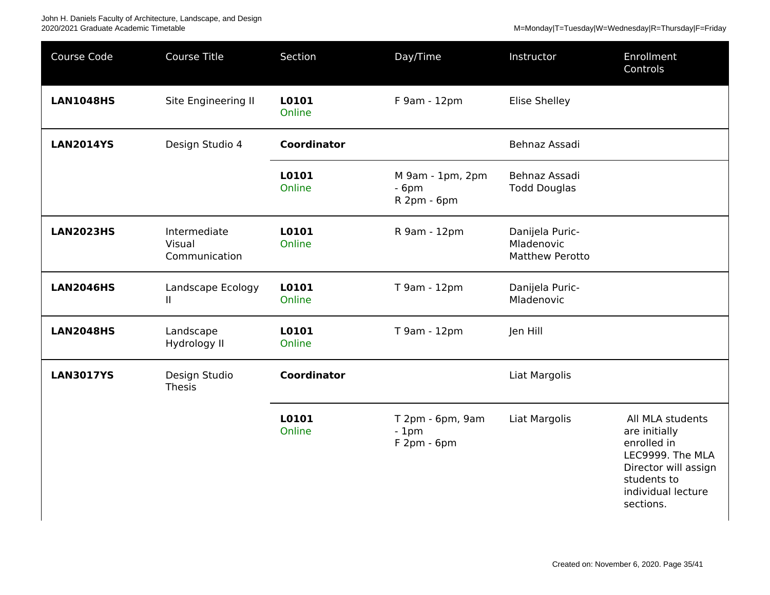| Course Code | Course Title | Section | Day/Time | Instructor | Enrollment Controls |
|---|---|---|---|---|---|
| **LAN1048HS** | Site Engineering II | **L0101** Online | F 9am - 12pm | Elise Shelley | |
| **LAN2014YS** | Design Studio 4 | **Coordinator** | | Behnaz Assadi | |
| | | **L0101** Online | M 9am - 1pm, 2pm - 6pm<br>R 2pm - 6pm | Behnaz Assadi<br>Todd Douglas | |
| **LAN2023HS** | Intermediate Visual Communication | **L0101** Online | R 9am - 12pm | Danijela Puric-Mladenovic<br>Matthew Perotto | |
| **LAN2046HS** | Landscape Ecology II | **L0101** Online | T 9am - 12pm | Danijela Puric-Mladenovic | |
| **LAN2048HS** | Landscape Hydrology II | **L0101** Online | T 9am - 12pm | Jen Hill | |
| **LAN3017YS** | Design Studio Thesis | **Coordinator** | | Liat Margolis | |
| | | **L0101** Online | T 2pm - 6pm, 9am - 1pm<br>F 2pm - 6pm | Liat Margolis | All MLA students are initially enrolled in LEC9999. The MLA Director will assign students to individual lecture sections. |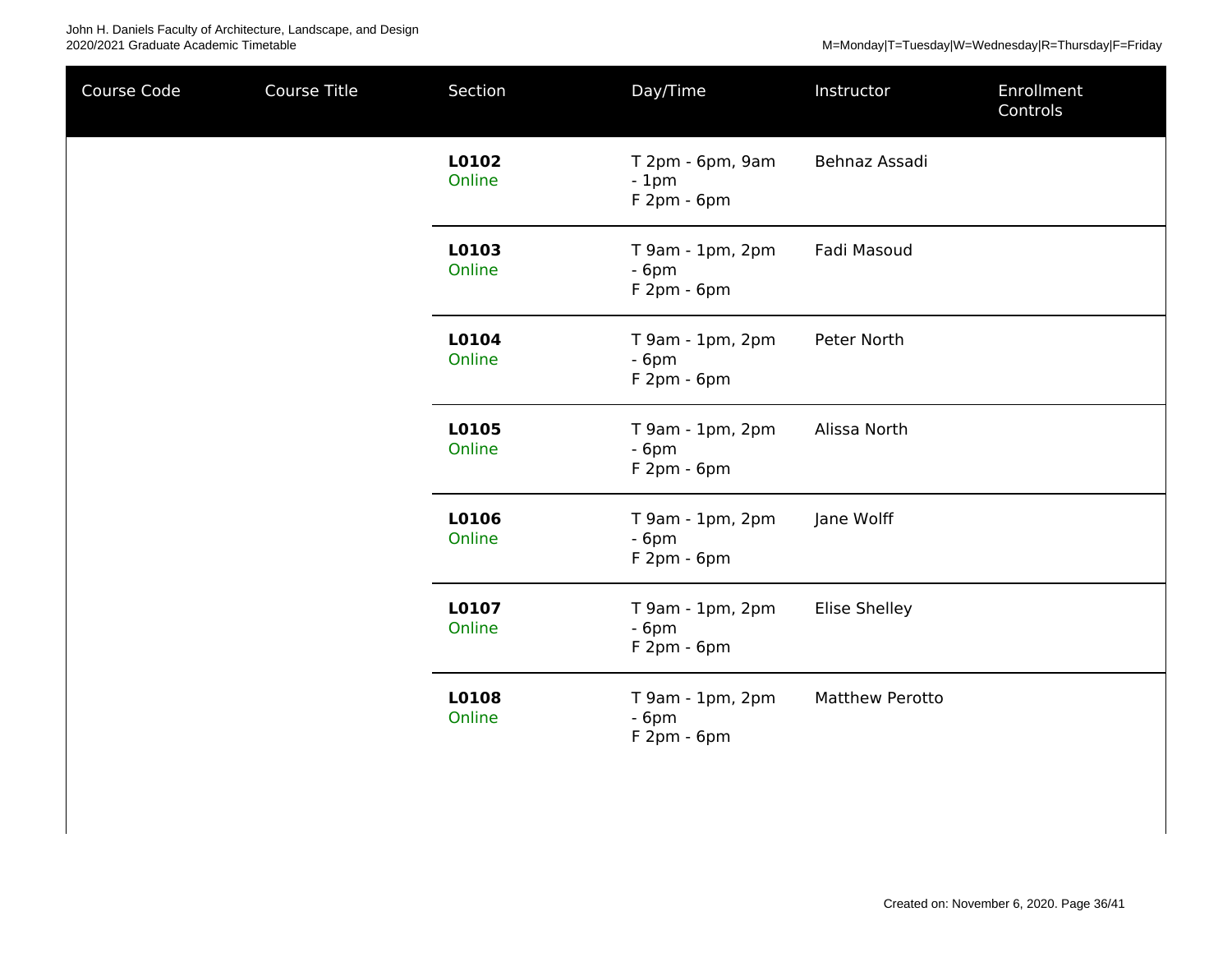| Course Code | Course Title | Section | Day/Time | Instructor | Enrollment Controls |
| --- | --- | --- | --- | --- | --- |
| | | **L0102** Online | T 2pm - 6pm, 9am - 1pm F 2pm - 6pm | Behnaz Assadi | |
| | | **L0103** Online | T 9am - 1pm, 2pm - 6pm F 2pm - 6pm | Fadi Masoud | |
| | | **L0104** Online | T 9am - 1pm, 2pm - 6pm F 2pm - 6pm | Peter North | |
| | | **L0105** Online | T 9am - 1pm, 2pm - 6pm F 2pm - 6pm | Alissa North | |
| | | **L0106** Online | T 9am - 1pm, 2pm - 6pm F 2pm - 6pm | Jane Wolff | |
| | | **L0107** Online | T 9am - 1pm, 2pm - 6pm F 2pm - 6pm | Elise Shelley | |
| | | **L0108** Online | T 9am - 1pm, 2pm - 6pm F 2pm - 6pm | Matthew Perotto | |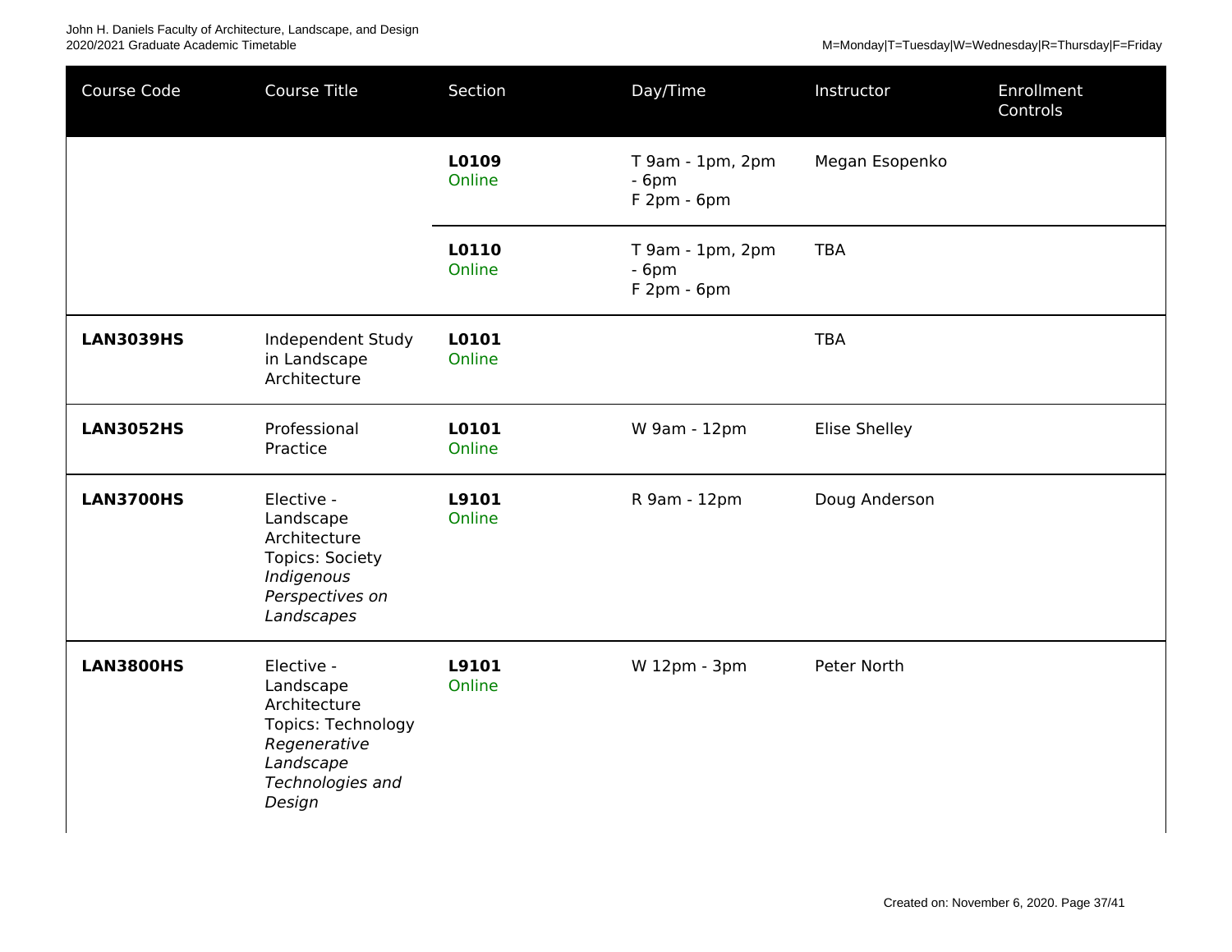| Course Code | Course Title | Section | Day/Time | Instructor | Enrollment Controls |
|---|---|---|---|---|---|
| | | **L0109** Online | T 9am - 1pm, 2pm - 6pm F 2pm - 6pm | Megan Esopenko | |
| | | **L0110** Online | T 9am - 1pm, 2pm - 6pm F 2pm - 6pm | TBA | |
| **LAN3039HS** | Independent Study in Landscape Architecture | **L0101** Online | | TBA | |
| **LAN3052HS** | Professional Practice | **L0101** Online | W 9am - 12pm | Elise Shelley | |
| **LAN3700HS** | Elective - Landscape Architecture Topics: Society *Indigenous Perspectives on Landscapes* | **L9101** Online | R 9am - 12pm | Doug Anderson | |
| **LAN3800HS** | Elective - Landscape Architecture Topics: Technology *Regenerative Landscape Technologies and Design* | **L9101** Online | W 12pm - 3pm | Peter North | |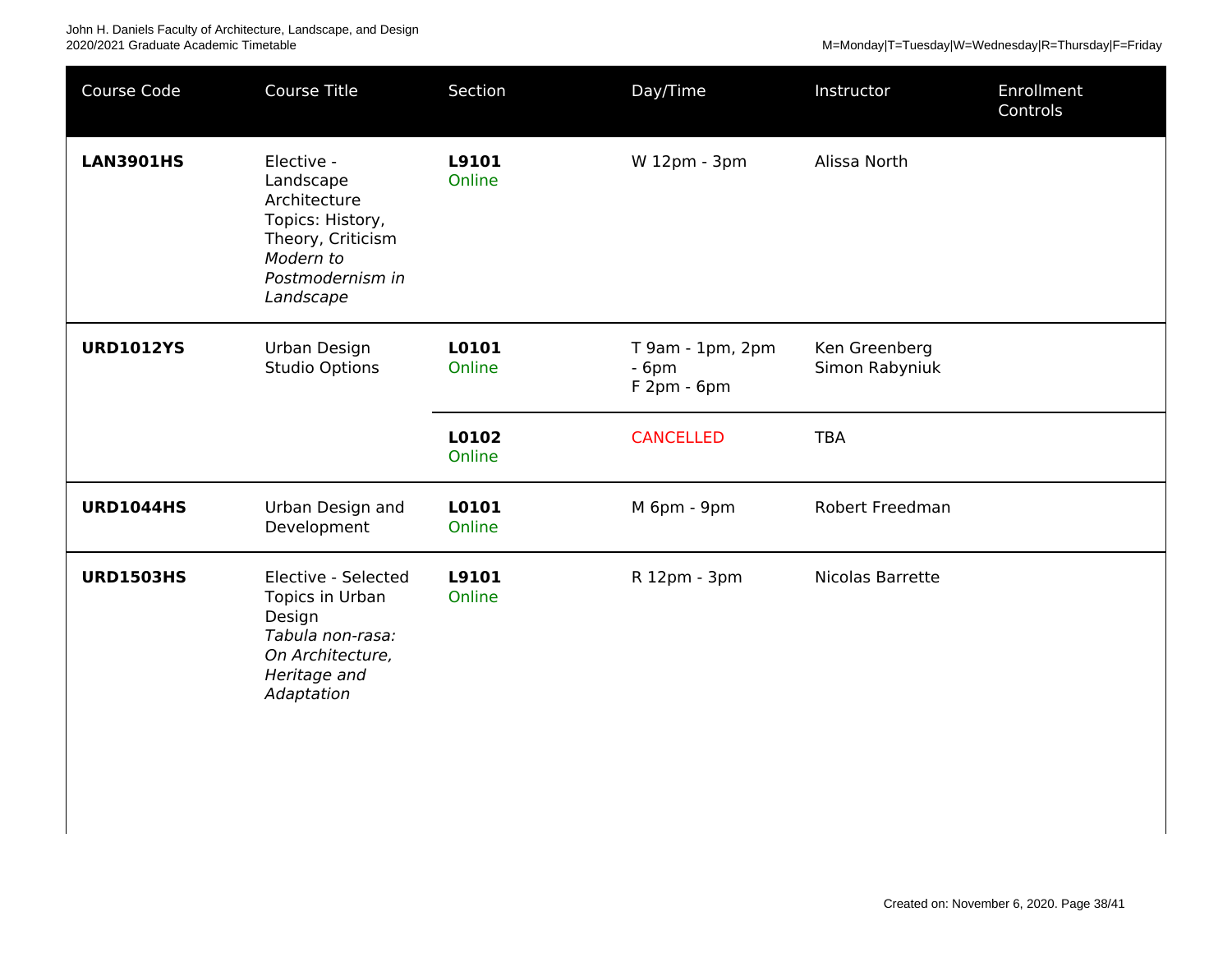| Course Code | Course Title | Section | Day/Time | Instructor | Enrollment Controls |
|---|---|---|---|---|---|
| **LAN3901HS** | Elective - Landscape Architecture Topics: History, Theory, Criticism *Modern to Postmodernism in Landscape* | **L9101** Online | W 12pm - 3pm | Alissa North | |
| **URD1012YS** | Urban Design Studio Options | **L0101** Online | T 9am - 1pm, 2pm - 6pm F 2pm - 6pm | Ken Greenberg Simon Rabyniuk | |
| | | **L0102** Online | CANCELLED | TBA | |
| **URD1044HS** | Urban Design and Development | **L0101** Online | M 6pm - 9pm | Robert Freedman | |
| **URD1503HS** | Elective - Selected Topics in Urban Design *Tabula non-rasa: On Architecture, Heritage and Adaptation* | **L9101** Online | R 12pm - 3pm | Nicolas Barrette | |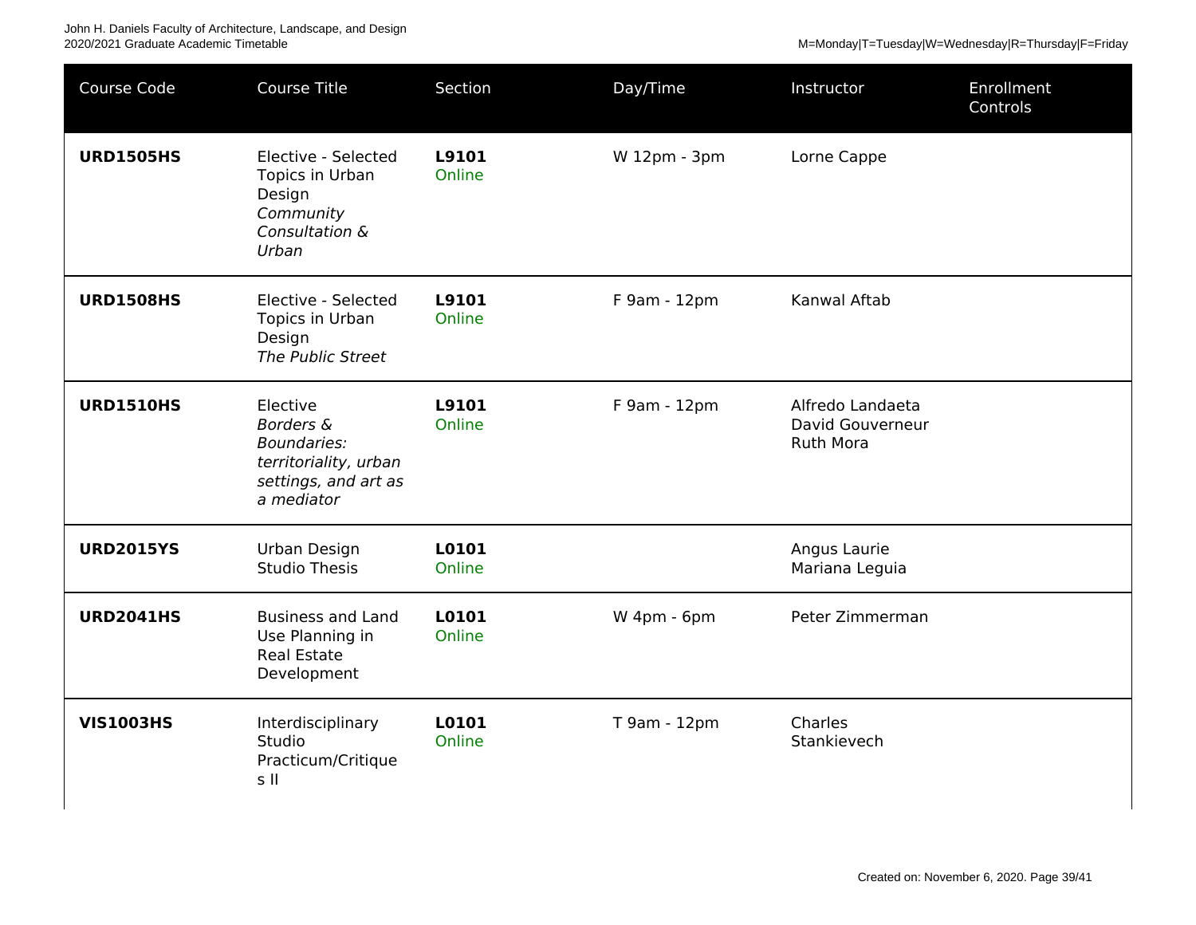| Course Code | Course Title | Section | Day/Time | Instructor | Enrollment Controls |
|---|---|---|---|---|---|
| **URD1505HS** | Elective - Selected Topics in Urban Design *Community Consultation & Urban* | **L9101** Online | W 12pm - 3pm | Lorne Cappe | |
| **URD1508HS** | Elective - Selected Topics in Urban Design *The Public Street* | **L9101** Online | F 9am - 12pm | Kanwal Aftab | |
| **URD1510HS** | Elective *Borders & Boundaries: territoriality, urban settings, and art as a mediator* | **L9101** Online | F 9am - 12pm | Alfredo Landaeta David Gouverneur Ruth Mora | |
| **URD2015YS** | Urban Design Studio Thesis | **L0101** Online | | Angus Laurie Mariana Leguia | |
| **URD2041HS** | Business and Land Use Planning in Real Estate Development | **L0101** Online | W 4pm - 6pm | Peter Zimmerman | |
| **VIS1003HS** | Interdisciplinary Studio Practicum/Critiques II | **L0101** Online | T 9am - 12pm | Charles Stankievech | |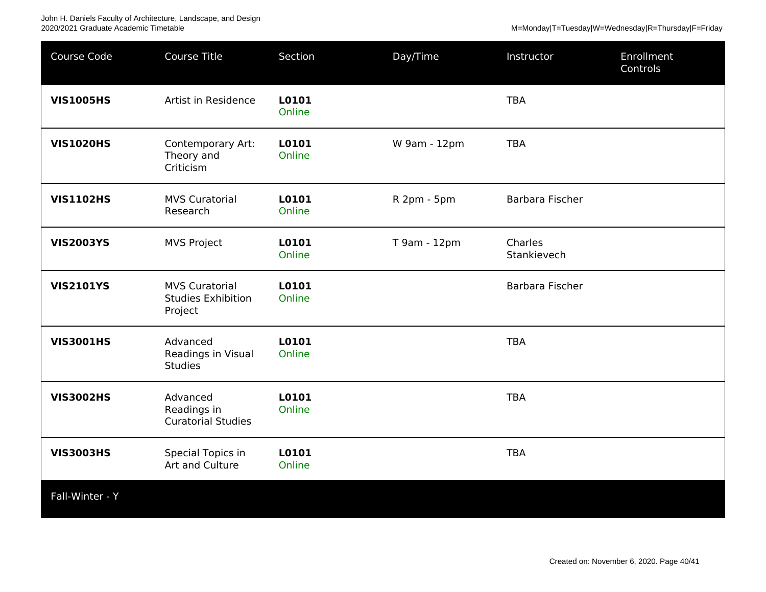| Course Code | Course Title | Section | Day/Time | Instructor | Enrollment Controls |
|---|---|---|---|---|---|
| **VIS1005HS** | Artist in Residence | **L0101** Online | | TBA | |
| **VIS1020HS** | Contemporary Art: Theory and Criticism | **L0101** Online | W 9am - 12pm | TBA | |
| **VIS1102HS** | MVS Curatorial Research | **L0101** Online | R 2pm - 5pm | Barbara Fischer | |
| **VIS2003YS** | MVS Project | **L0101** Online | T 9am - 12pm | Charles Stankievech | |
| **VIS2101YS** | MVS Curatorial Studies Exhibition Project | **L0101** Online | | Barbara Fischer | |
| **VIS3001HS** | Advanced Readings in Visual Studies | **L0101** Online | | TBA | |
| **VIS3002HS** | Advanced Readings in Curatorial Studies | **L0101** Online | | TBA | |
| **VIS3003HS** | Special Topics in Art and Culture | **L0101** Online | | TBA | |

Fall-Winter - Y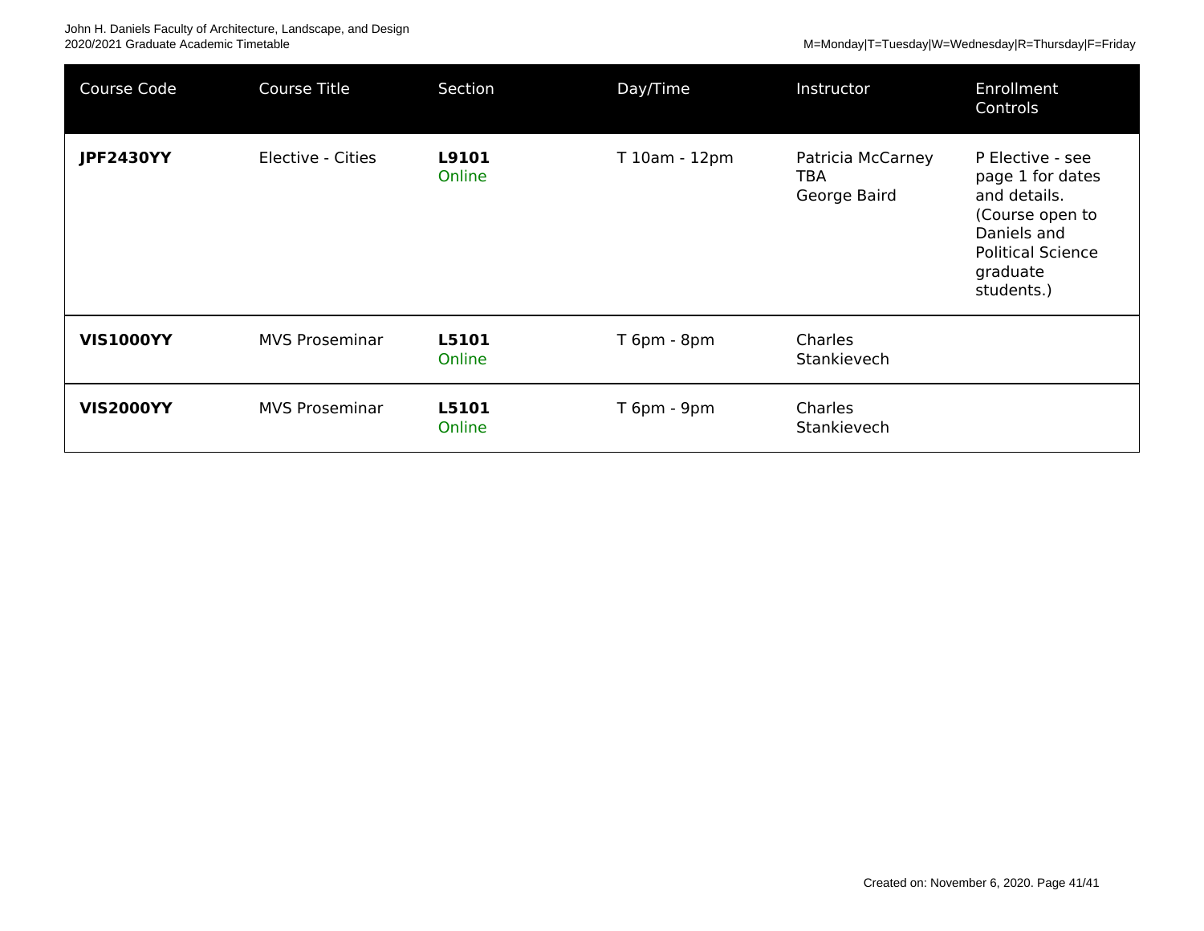| Course Code | Course Title | Section | Day/Time | Instructor | Enrollment Controls |
|---|---|---|---|---|---|
| **JPF2430YY** | Elective - Cities | **L9101** Online | T 10am - 12pm | Patricia McCarney TBA George Baird | P Elective - see page 1 for dates and details. (Course open to Daniels and Political Science graduate students.) |
| **VIS1000YY** | MVS Proseminar | **L5101** Online | T 6pm - 8pm | Charles Stankievech | |
| **VIS2000YY** | MVS Proseminar | **L5101** Online | T 6pm - 9pm | Charles Stankievech | |